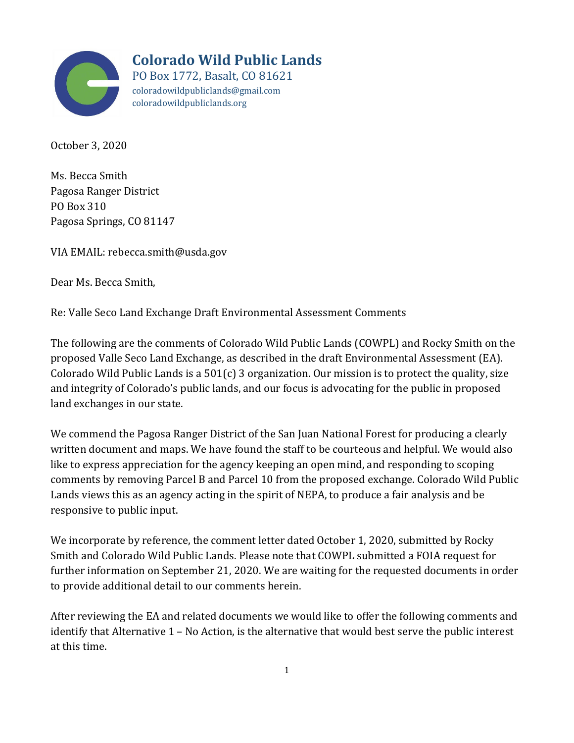# Colorado Wild Public Lands

PO Box 1772, Basalt, CO 81621
coloradowildpubliclands@gmail.com
coloradowildpubliclands.org

October 3, 2020

Ms. Becca Smith
Pagosa Ranger District
PO Box 310
Pagosa Springs, CO 81147

VIA EMAIL: rebecca.smith@usda.gov

Dear Ms. Becca Smith,

Re: Valle Seco Land Exchange Draft Environmental Assessment Comments

The following are the comments of Colorado Wild Public Lands (COWPL) and Rocky Smith on the proposed Valle Seco Land Exchange, as described in the draft Environmental Assessment (EA). Colorado Wild Public Lands is a 501(c) 3 organization. Our mission is to protect the quality, size and integrity of Colorado's public lands, and our focus is advocating for the public in proposed land exchanges in our state.

We commend the Pagosa Ranger District of the San Juan National Forest for producing a clearly written document and maps. We have found the staff to be courteous and helpful. We would also like to express appreciation for the agency keeping an open mind, and responding to scoping comments by removing Parcel B and Parcel 10 from the proposed exchange. Colorado Wild Public Lands views this as an agency acting in the spirit of NEPA, to produce a fair analysis and be responsive to public input.

We incorporate by reference, the comment letter dated October 1, 2020, submitted by Rocky Smith and Colorado Wild Public Lands. Please note that COWPL submitted a FOIA request for further information on September 21, 2020. We are waiting for the requested documents in order to provide additional detail to our comments herein.

After reviewing the EA and related documents we would like to offer the following comments and identify that Alternative 1 – No Action, is the alternative that would best serve the public interest at this time.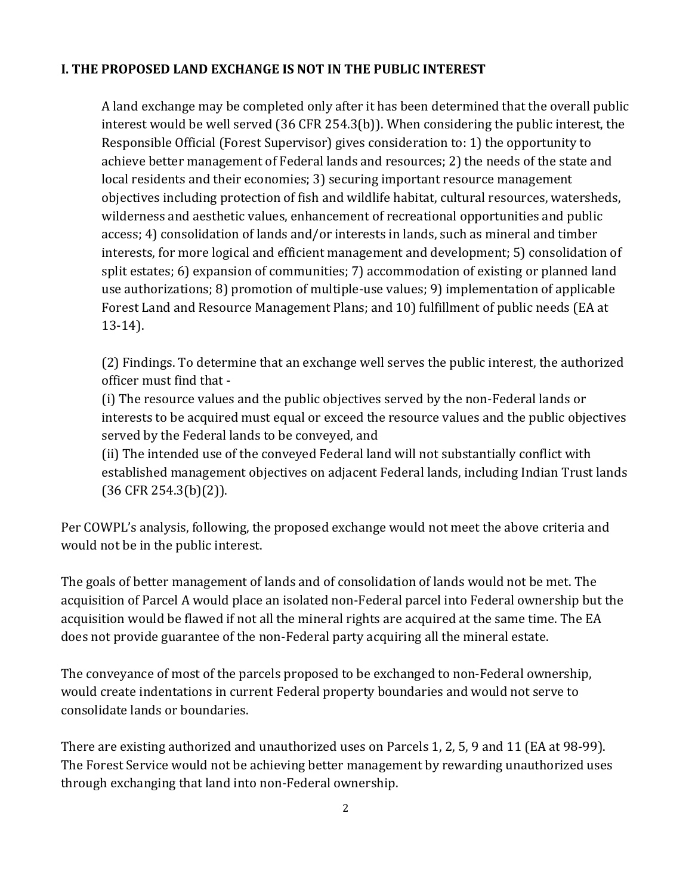**I. THE PROPOSED LAND EXCHANGE IS NOT IN THE PUBLIC INTEREST**

> A land exchange may be completed only after it has been determined that the overall public interest would be well served (36 CFR 254.3(b)). When considering the public interest, the Responsible Official (Forest Supervisor) gives consideration to: 1) the opportunity to achieve better management of Federal lands and resources; 2) the needs of the state and local residents and their economies; 3) securing important resource management objectives including protection of fish and wildlife habitat, cultural resources, watersheds, wilderness and aesthetic values, enhancement of recreational opportunities and public access; 4) consolidation of lands and/or interests in lands, such as mineral and timber interests, for more logical and efficient management and development; 5) consolidation of split estates; 6) expansion of communities; 7) accommodation of existing or planned land use authorizations; 8) promotion of multiple-use values; 9) implementation of applicable Forest Land and Resource Management Plans; and 10) fulfillment of public needs (EA at 13-14).
>
> (2) Findings. To determine that an exchange well serves the public interest, the authorized officer must find that -
> (i) The resource values and the public objectives served by the non-Federal lands or interests to be acquired must equal or exceed the resource values and the public objectives served by the Federal lands to be conveyed, and
> (ii) The intended use of the conveyed Federal land will not substantially conflict with established management objectives on adjacent Federal lands, including Indian Trust lands (36 CFR 254.3(b)(2)).

Per COWPL's analysis, following, the proposed exchange would not meet the above criteria and would not be in the public interest.

The goals of better management of lands and of consolidation of lands would not be met. The acquisition of Parcel A would place an isolated non-Federal parcel into Federal ownership but the acquisition would be flawed if not all the mineral rights are acquired at the same time. The EA does not provide guarantee of the non-Federal party acquiring all the mineral estate.

The conveyance of most of the parcels proposed to be exchanged to non-Federal ownership, would create indentations in current Federal property boundaries and would not serve to consolidate lands or boundaries.

There are existing authorized and unauthorized uses on Parcels 1, 2, 5, 9 and 11 (EA at 98-99). The Forest Service would not be achieving better management by rewarding unauthorized uses through exchanging that land into non-Federal ownership.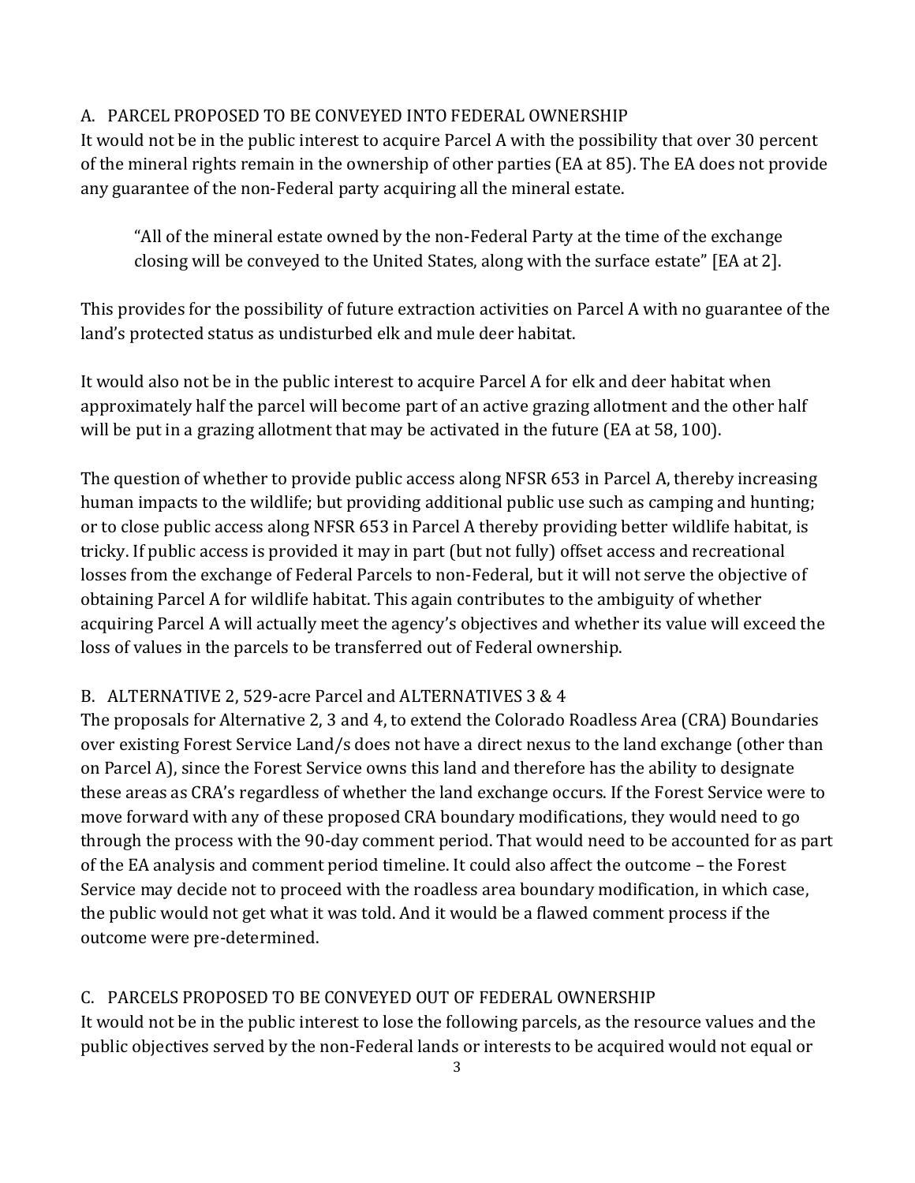## A. PARCEL PROPOSED TO BE CONVEYED INTO FEDERAL OWNERSHIP

It would not be in the public interest to acquire Parcel A with the possibility that over 30 percent of the mineral rights remain in the ownership of other parties (EA at 85). The EA does not provide any guarantee of the non-Federal party acquiring all the mineral estate.

> "All of the mineral estate owned by the non-Federal Party at the time of the exchange closing will be conveyed to the United States, along with the surface estate" [EA at 2].

This provides for the possibility of future extraction activities on Parcel A with no guarantee of the land's protected status as undisturbed elk and mule deer habitat.

It would also not be in the public interest to acquire Parcel A for elk and deer habitat when approximately half the parcel will become part of an active grazing allotment and the other half will be put in a grazing allotment that may be activated in the future (EA at 58, 100).

The question of whether to provide public access along NFSR 653 in Parcel A, thereby increasing human impacts to the wildlife; but providing additional public use such as camping and hunting; or to close public access along NFSR 653 in Parcel A thereby providing better wildlife habitat, is tricky. If public access is provided it may in part (but not fully) offset access and recreational losses from the exchange of Federal Parcels to non-Federal, but it will not serve the objective of obtaining Parcel A for wildlife habitat. This again contributes to the ambiguity of whether acquiring Parcel A will actually meet the agency's objectives and whether its value will exceed the loss of values in the parcels to be transferred out of Federal ownership.

## B. ALTERNATIVE 2, 529-acre Parcel and ALTERNATIVES 3 & 4

The proposals for Alternative 2, 3 and 4, to extend the Colorado Roadless Area (CRA) Boundaries over existing Forest Service Land/s does not have a direct nexus to the land exchange (other than on Parcel A), since the Forest Service owns this land and therefore has the ability to designate these areas as CRA's regardless of whether the land exchange occurs. If the Forest Service were to move forward with any of these proposed CRA boundary modifications, they would need to go through the process with the 90-day comment period. That would need to be accounted for as part of the EA analysis and comment period timeline. It could also affect the outcome – the Forest Service may decide not to proceed with the roadless area boundary modification, in which case, the public would not get what it was told. And it would be a flawed comment process if the outcome were pre-determined.

## C. PARCELS PROPOSED TO BE CONVEYED OUT OF FEDERAL OWNERSHIP

It would not be in the public interest to lose the following parcels, as the resource values and the public objectives served by the non-Federal lands or interests to be acquired would not equal or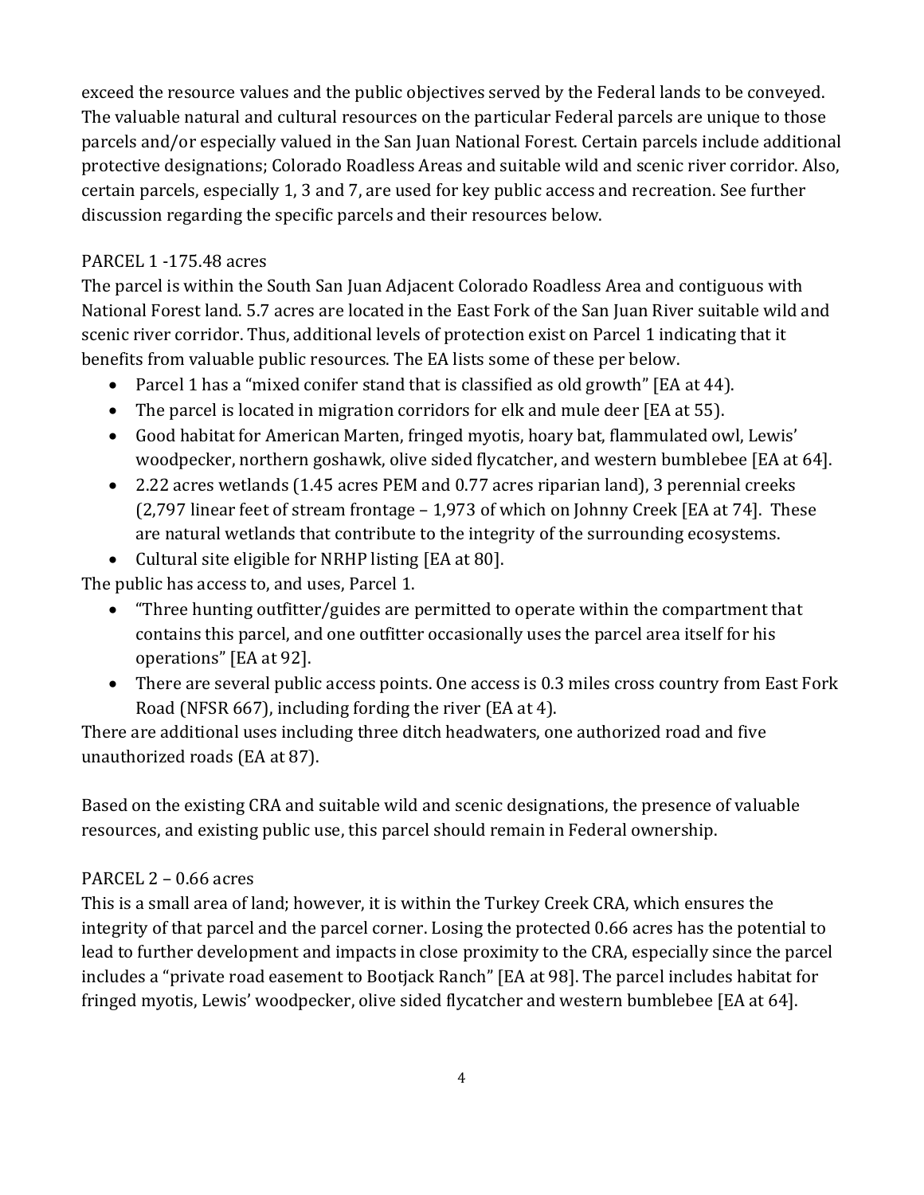exceed the resource values and the public objectives served by the Federal lands to be conveyed. The valuable natural and cultural resources on the particular Federal parcels are unique to those parcels and/or especially valued in the San Juan National Forest. Certain parcels include additional protective designations; Colorado Roadless Areas and suitable wild and scenic river corridor. Also, certain parcels, especially 1, 3 and 7, are used for key public access and recreation. See further discussion regarding the specific parcels and their resources below.

PARCEL 1 -175.48 acres

The parcel is within the South San Juan Adjacent Colorado Roadless Area and contiguous with National Forest land. 5.7 acres are located in the East Fork of the San Juan River suitable wild and scenic river corridor. Thus, additional levels of protection exist on Parcel 1 indicating that it benefits from valuable public resources. The EA lists some of these per below.

- Parcel 1 has a "mixed conifer stand that is classified as old growth" [EA at 44].
- The parcel is located in migration corridors for elk and mule deer [EA at 55).
- Good habitat for American Marten, fringed myotis, hoary bat, flammulated owl, Lewis' woodpecker, northern goshawk, olive sided flycatcher, and western bumblebee [EA at 64].
- 2.22 acres wetlands (1.45 acres PEM and 0.77 acres riparian land), 3 perennial creeks (2,797 linear feet of stream frontage – 1,973 of which on Johnny Creek [EA at 74]. These are natural wetlands that contribute to the integrity of the surrounding ecosystems.
- Cultural site eligible for NRHP listing [EA at 80].

The public has access to, and uses, Parcel 1.

- "Three hunting outfitter/guides are permitted to operate within the compartment that contains this parcel, and one outfitter occasionally uses the parcel area itself for his operations" [EA at 92].
- There are several public access points. One access is 0.3 miles cross country from East Fork Road (NFSR 667), including fording the river (EA at 4).

There are additional uses including three ditch headwaters, one authorized road and five unauthorized roads (EA at 87).

Based on the existing CRA and suitable wild and scenic designations, the presence of valuable resources, and existing public use, this parcel should remain in Federal ownership.

PARCEL 2 – 0.66 acres

This is a small area of land; however, it is within the Turkey Creek CRA, which ensures the integrity of that parcel and the parcel corner. Losing the protected 0.66 acres has the potential to lead to further development and impacts in close proximity to the CRA, especially since the parcel includes a "private road easement to Bootjack Ranch" [EA at 98]. The parcel includes habitat for fringed myotis, Lewis' woodpecker, olive sided flycatcher and western bumblebee [EA at 64].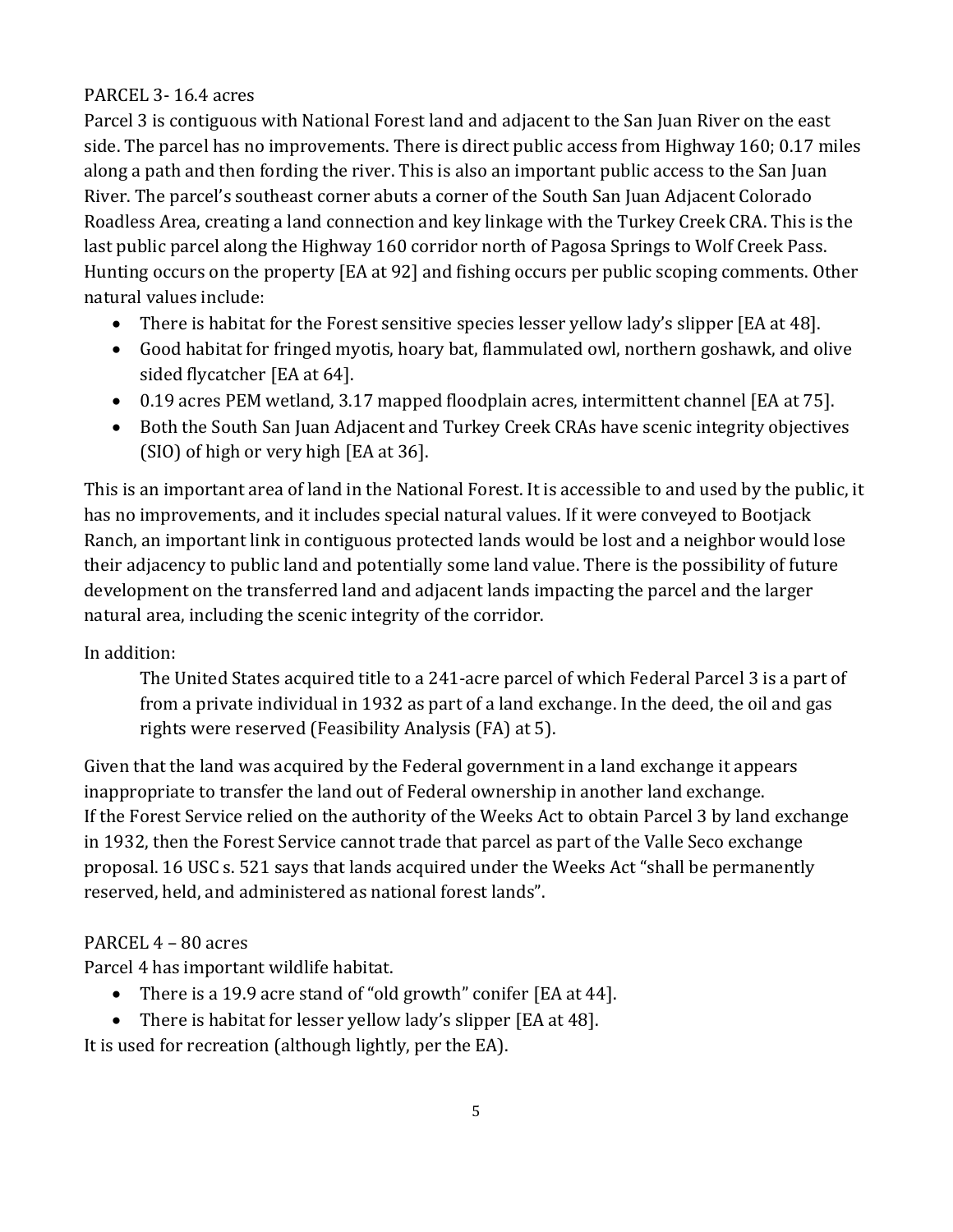PARCEL 3- 16.4 acres

Parcel 3 is contiguous with National Forest land and adjacent to the San Juan River on the east side. The parcel has no improvements. There is direct public access from Highway 160; 0.17 miles along a path and then fording the river. This is also an important public access to the San Juan River. The parcel's southeast corner abuts a corner of the South San Juan Adjacent Colorado Roadless Area, creating a land connection and key linkage with the Turkey Creek CRA. This is the last public parcel along the Highway 160 corridor north of Pagosa Springs to Wolf Creek Pass. Hunting occurs on the property [EA at 92] and fishing occurs per public scoping comments. Other natural values include:

- There is habitat for the Forest sensitive species lesser yellow lady's slipper [EA at 48].
- Good habitat for fringed myotis, hoary bat, flammulated owl, northern goshawk, and olive sided flycatcher [EA at 64].
- 0.19 acres PEM wetland, 3.17 mapped floodplain acres, intermittent channel [EA at 75].
- Both the South San Juan Adjacent and Turkey Creek CRAs have scenic integrity objectives (SIO) of high or very high [EA at 36].

This is an important area of land in the National Forest. It is accessible to and used by the public, it has no improvements, and it includes special natural values. If it were conveyed to Bootjack Ranch, an important link in contiguous protected lands would be lost and a neighbor would lose their adjacency to public land and potentially some land value. There is the possibility of future development on the transferred land and adjacent lands impacting the parcel and the larger natural area, including the scenic integrity of the corridor.

In addition:

> The United States acquired title to a 241-acre parcel of which Federal Parcel 3 is a part of from a private individual in 1932 as part of a land exchange. In the deed, the oil and gas rights were reserved (Feasibility Analysis (FA) at 5).

Given that the land was acquired by the Federal government in a land exchange it appears inappropriate to transfer the land out of Federal ownership in another land exchange. If the Forest Service relied on the authority of the Weeks Act to obtain Parcel 3 by land exchange in 1932, then the Forest Service cannot trade that parcel as part of the Valle Seco exchange proposal. 16 USC s. 521 says that lands acquired under the Weeks Act "shall be permanently reserved, held, and administered as national forest lands".

PARCEL 4 – 80 acres

Parcel 4 has important wildlife habitat.

- There is a 19.9 acre stand of "old growth" conifer [EA at 44].
- There is habitat for lesser yellow lady's slipper [EA at 48].

It is used for recreation (although lightly, per the EA).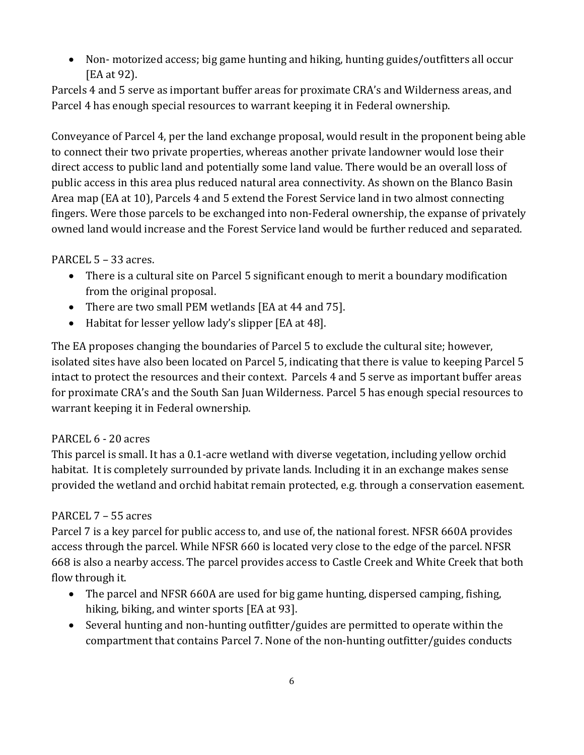- Non- motorized access; big game hunting and hiking, hunting guides/outfitters all occur [EA at 92).

Parcels 4 and 5 serve as important buffer areas for proximate CRA's and Wilderness areas, and Parcel 4 has enough special resources to warrant keeping it in Federal ownership.

Conveyance of Parcel 4, per the land exchange proposal, would result in the proponent being able to connect their two private properties, whereas another private landowner would lose their direct access to public land and potentially some land value. There would be an overall loss of public access in this area plus reduced natural area connectivity. As shown on the Blanco Basin Area map (EA at 10), Parcels 4 and 5 extend the Forest Service land in two almost connecting fingers. Were those parcels to be exchanged into non-Federal ownership, the expanse of privately owned land would increase and the Forest Service land would be further reduced and separated.

PARCEL 5 – 33 acres.

- There is a cultural site on Parcel 5 significant enough to merit a boundary modification from the original proposal.
- There are two small PEM wetlands [EA at 44 and 75].
- Habitat for lesser yellow lady's slipper [EA at 48].

The EA proposes changing the boundaries of Parcel 5 to exclude the cultural site; however, isolated sites have also been located on Parcel 5, indicating that there is value to keeping Parcel 5 intact to protect the resources and their context. Parcels 4 and 5 serve as important buffer areas for proximate CRA's and the South San Juan Wilderness. Parcel 5 has enough special resources to warrant keeping it in Federal ownership.

PARCEL 6 - 20 acres

This parcel is small. It has a 0.1-acre wetland with diverse vegetation, including yellow orchid habitat. It is completely surrounded by private lands. Including it in an exchange makes sense provided the wetland and orchid habitat remain protected, e.g. through a conservation easement.

PARCEL 7 – 55 acres

Parcel 7 is a key parcel for public access to, and use of, the national forest. NFSR 660A provides access through the parcel. While NFSR 660 is located very close to the edge of the parcel. NFSR 668 is also a nearby access. The parcel provides access to Castle Creek and White Creek that both flow through it.

- The parcel and NFSR 660A are used for big game hunting, dispersed camping, fishing, hiking, biking, and winter sports [EA at 93].
- Several hunting and non-hunting outfitter/guides are permitted to operate within the compartment that contains Parcel 7. None of the non-hunting outfitter/guides conducts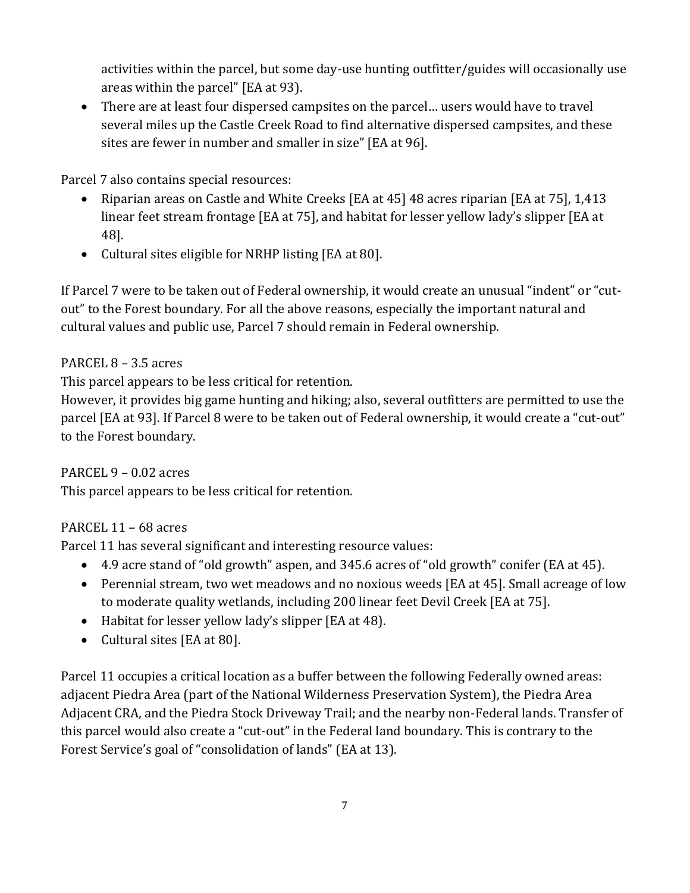activities within the parcel, but some day-use hunting outfitter/guides will occasionally use areas within the parcel" [EA at 93).

- There are at least four dispersed campsites on the parcel… users would have to travel several miles up the Castle Creek Road to find alternative dispersed campsites, and these sites are fewer in number and smaller in size" [EA at 96].

Parcel 7 also contains special resources:

- Riparian areas on Castle and White Creeks [EA at 45] 48 acres riparian [EA at 75], 1,413 linear feet stream frontage [EA at 75], and habitat for lesser yellow lady's slipper [EA at 48].
- Cultural sites eligible for NRHP listing [EA at 80].

If Parcel 7 were to be taken out of Federal ownership, it would create an unusual "indent" or "cut-out" to the Forest boundary. For all the above reasons, especially the important natural and cultural values and public use, Parcel 7 should remain in Federal ownership.

PARCEL 8 – 3.5 acres

This parcel appears to be less critical for retention.

However, it provides big game hunting and hiking; also, several outfitters are permitted to use the parcel [EA at 93]. If Parcel 8 were to be taken out of Federal ownership, it would create a "cut-out" to the Forest boundary.

PARCEL 9 – 0.02 acres

This parcel appears to be less critical for retention.

PARCEL 11 – 68 acres

Parcel 11 has several significant and interesting resource values:

- 4.9 acre stand of "old growth" aspen, and 345.6 acres of "old growth" conifer (EA at 45).
- Perennial stream, two wet meadows and no noxious weeds [EA at 45]. Small acreage of low to moderate quality wetlands, including 200 linear feet Devil Creek [EA at 75].
- Habitat for lesser yellow lady's slipper [EA at 48).
- Cultural sites [EA at 80].

Parcel 11 occupies a critical location as a buffer between the following Federally owned areas: adjacent Piedra Area (part of the National Wilderness Preservation System), the Piedra Area Adjacent CRA, and the Piedra Stock Driveway Trail; and the nearby non-Federal lands. Transfer of this parcel would also create a "cut-out" in the Federal land boundary. This is contrary to the Forest Service's goal of "consolidation of lands" (EA at 13).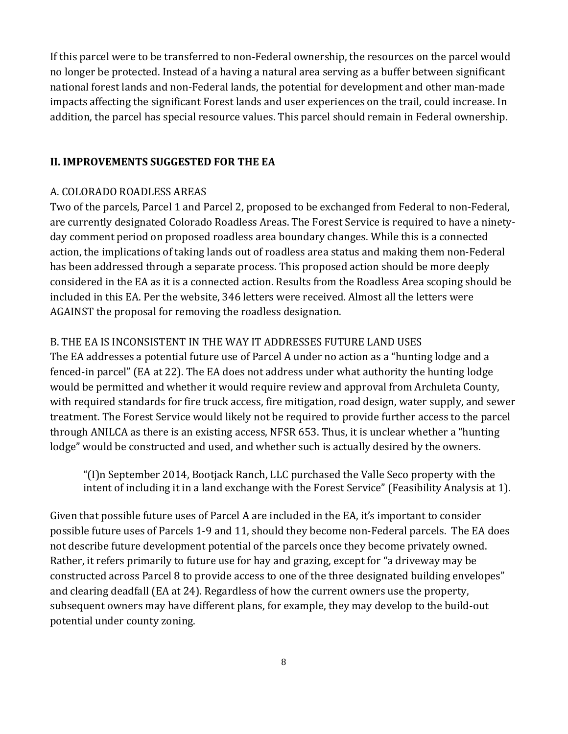If this parcel were to be transferred to non-Federal ownership, the resources on the parcel would no longer be protected. Instead of a having a natural area serving as a buffer between significant national forest lands and non-Federal lands, the potential for development and other man-made impacts affecting the significant Forest lands and user experiences on the trail, could increase. In addition, the parcel has special resource values. This parcel should remain in Federal ownership.

## II. IMPROVEMENTS SUGGESTED FOR THE EA

### A. COLORADO ROADLESS AREAS

Two of the parcels, Parcel 1 and Parcel 2, proposed to be exchanged from Federal to non-Federal, are currently designated Colorado Roadless Areas. The Forest Service is required to have a ninety-day comment period on proposed roadless area boundary changes. While this is a connected action, the implications of taking lands out of roadless area status and making them non-Federal has been addressed through a separate process. This proposed action should be more deeply considered in the EA as it is a connected action. Results from the Roadless Area scoping should be included in this EA. Per the website, 346 letters were received. Almost all the letters were AGAINST the proposal for removing the roadless designation.

### B. THE EA IS INCONSISTENT IN THE WAY IT ADDRESSES FUTURE LAND USES

The EA addresses a potential future use of Parcel A under no action as a "hunting lodge and a fenced-in parcel" (EA at 22). The EA does not address under what authority the hunting lodge would be permitted and whether it would require review and approval from Archuleta County, with required standards for fire truck access, fire mitigation, road design, water supply, and sewer treatment. The Forest Service would likely not be required to provide further access to the parcel through ANILCA as there is an existing access, NFSR 653. Thus, it is unclear whether a "hunting lodge" would be constructed and used, and whether such is actually desired by the owners.

> "(I)n September 2014, Bootjack Ranch, LLC purchased the Valle Seco property with the intent of including it in a land exchange with the Forest Service" (Feasibility Analysis at 1).

Given that possible future uses of Parcel A are included in the EA, it's important to consider possible future uses of Parcels 1-9 and 11, should they become non-Federal parcels. The EA does not describe future development potential of the parcels once they become privately owned. Rather, it refers primarily to future use for hay and grazing, except for "a driveway may be constructed across Parcel 8 to provide access to one of the three designated building envelopes" and clearing deadfall (EA at 24). Regardless of how the current owners use the property, subsequent owners may have different plans, for example, they may develop to the build-out potential under county zoning.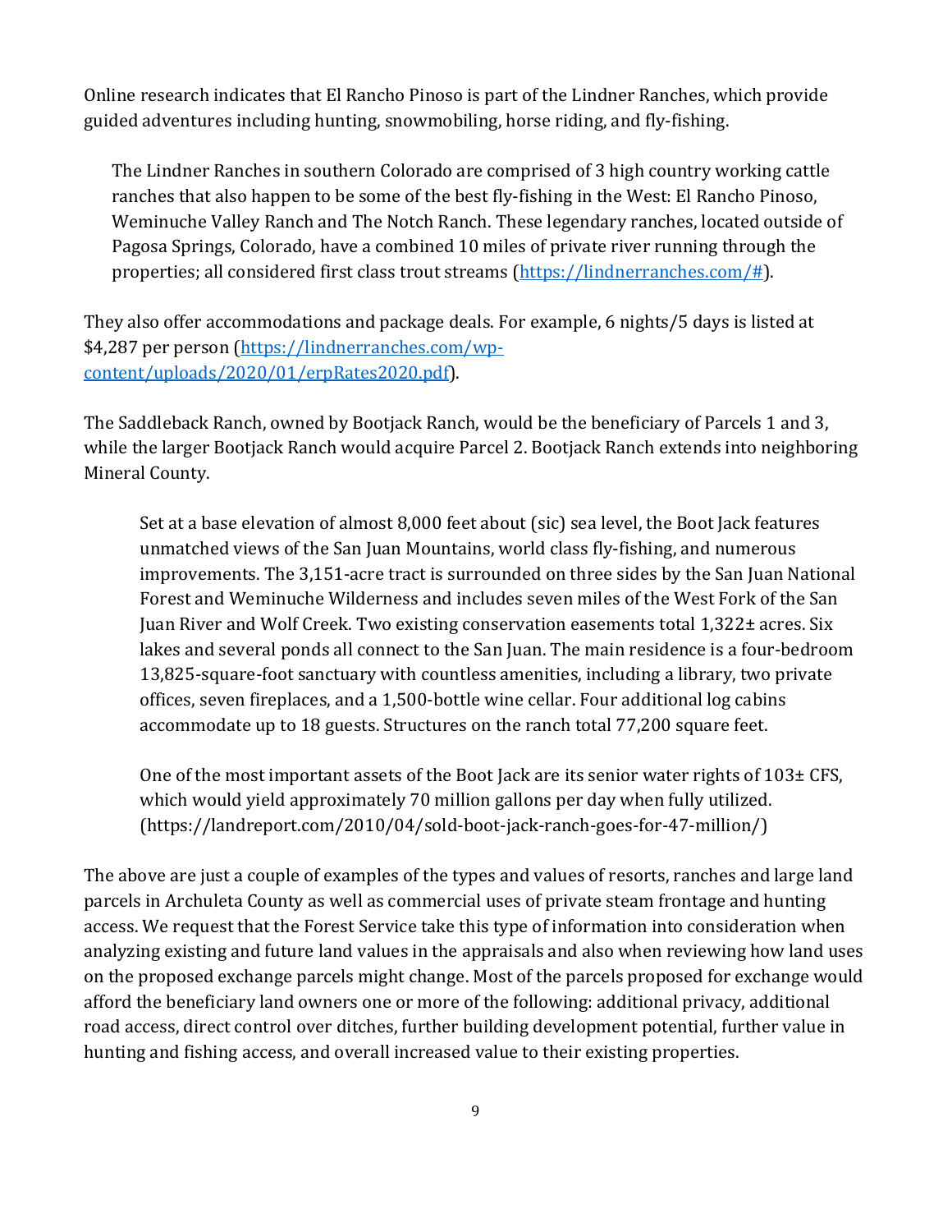Online research indicates that El Rancho Pinoso is part of the Lindner Ranches, which provide guided adventures including hunting, snowmobiling, horse riding, and fly-fishing.

> The Lindner Ranches in southern Colorado are comprised of 3 high country working cattle ranches that also happen to be some of the best fly-fishing in the West: El Rancho Pinoso, Weminuche Valley Ranch and The Notch Ranch. These legendary ranches, located outside of Pagosa Springs, Colorado, have a combined 10 miles of private river running through the properties; all considered first class trout streams (https://lindnerranches.com/#).

They also offer accommodations and package deals. For example, 6 nights/5 days is listed at $4,287 per person (https://lindnerranches.com/wp-content/uploads/2020/01/erpRates2020.pdf).

The Saddleback Ranch, owned by Bootjack Ranch, would be the beneficiary of Parcels 1 and 3, while the larger Bootjack Ranch would acquire Parcel 2. Bootjack Ranch extends into neighboring Mineral County.

> Set at a base elevation of almost 8,000 feet about (sic) sea level, the Boot Jack features unmatched views of the San Juan Mountains, world class fly-fishing, and numerous improvements. The 3,151-acre tract is surrounded on three sides by the San Juan National Forest and Weminuche Wilderness and includes seven miles of the West Fork of the San Juan River and Wolf Creek. Two existing conservation easements total 1,322± acres. Six lakes and several ponds all connect to the San Juan. The main residence is a four-bedroom 13,825-square-foot sanctuary with countless amenities, including a library, two private offices, seven fireplaces, and a 1,500-bottle wine cellar. Four additional log cabins accommodate up to 18 guests. Structures on the ranch total 77,200 square feet.
>
> One of the most important assets of the Boot Jack are its senior water rights of 103± CFS, which would yield approximately 70 million gallons per day when fully utilized. (https://landreport.com/2010/04/sold-boot-jack-ranch-goes-for-47-million/)

The above are just a couple of examples of the types and values of resorts, ranches and large land parcels in Archuleta County as well as commercial uses of private steam frontage and hunting access. We request that the Forest Service take this type of information into consideration when analyzing existing and future land values in the appraisals and also when reviewing how land uses on the proposed exchange parcels might change. Most of the parcels proposed for exchange would afford the beneficiary land owners one or more of the following: additional privacy, additional road access, direct control over ditches, further building development potential, further value in hunting and fishing access, and overall increased value to their existing properties.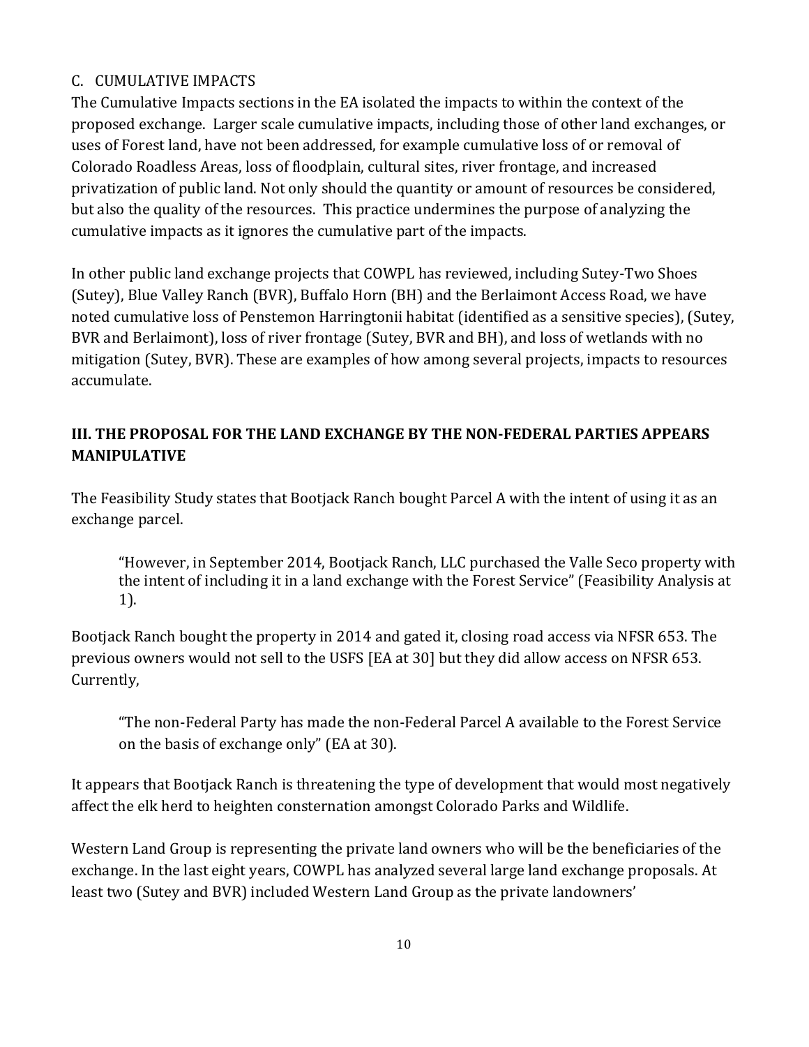### C. CUMULATIVE IMPACTS

The Cumulative Impacts sections in the EA isolated the impacts to within the context of the proposed exchange. Larger scale cumulative impacts, including those of other land exchanges, or uses of Forest land, have not been addressed, for example cumulative loss of or removal of Colorado Roadless Areas, loss of floodplain, cultural sites, river frontage, and increased privatization of public land. Not only should the quantity or amount of resources be considered, but also the quality of the resources. This practice undermines the purpose of analyzing the cumulative impacts as it ignores the cumulative part of the impacts.

In other public land exchange projects that COWPL has reviewed, including Sutey-Two Shoes (Sutey), Blue Valley Ranch (BVR), Buffalo Horn (BH) and the Berlaimont Access Road, we have noted cumulative loss of Penstemon Harringtonii habitat (identified as a sensitive species), (Sutey, BVR and Berlaimont), loss of river frontage (Sutey, BVR and BH), and loss of wetlands with no mitigation (Sutey, BVR). These are examples of how among several projects, impacts to resources accumulate.

## III. THE PROPOSAL FOR THE LAND EXCHANGE BY THE NON-FEDERAL PARTIES APPEARS MANIPULATIVE

The Feasibility Study states that Bootjack Ranch bought Parcel A with the intent of using it as an exchange parcel.

> "However, in September 2014, Bootjack Ranch, LLC purchased the Valle Seco property with the intent of including it in a land exchange with the Forest Service" (Feasibility Analysis at 1).

Bootjack Ranch bought the property in 2014 and gated it, closing road access via NFSR 653. The previous owners would not sell to the USFS [EA at 30] but they did allow access on NFSR 653. Currently,

> "The non-Federal Party has made the non-Federal Parcel A available to the Forest Service on the basis of exchange only" (EA at 30).

It appears that Bootjack Ranch is threatening the type of development that would most negatively affect the elk herd to heighten consternation amongst Colorado Parks and Wildlife.

Western Land Group is representing the private land owners who will be the beneficiaries of the exchange. In the last eight years, COWPL has analyzed several large land exchange proposals. At least two (Sutey and BVR) included Western Land Group as the private landowners'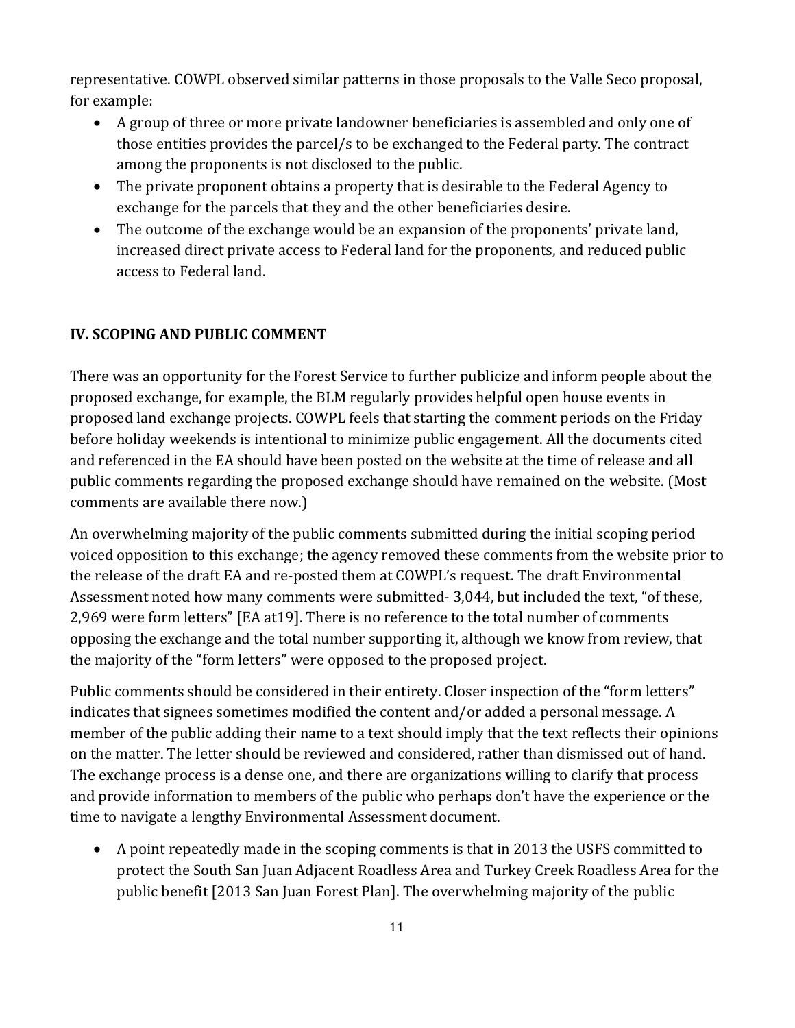representative. COWPL observed similar patterns in those proposals to the Valle Seco proposal, for example:

- A group of three or more private landowner beneficiaries is assembled and only one of those entities provides the parcel/s to be exchanged to the Federal party. The contract among the proponents is not disclosed to the public.
- The private proponent obtains a property that is desirable to the Federal Agency to exchange for the parcels that they and the other beneficiaries desire.
- The outcome of the exchange would be an expansion of the proponents' private land, increased direct private access to Federal land for the proponents, and reduced public access to Federal land.

## IV. SCOPING AND PUBLIC COMMENT

There was an opportunity for the Forest Service to further publicize and inform people about the proposed exchange, for example, the BLM regularly provides helpful open house events in proposed land exchange projects. COWPL feels that starting the comment periods on the Friday before holiday weekends is intentional to minimize public engagement. All the documents cited and referenced in the EA should have been posted on the website at the time of release and all public comments regarding the proposed exchange should have remained on the website. (Most comments are available there now.)

An overwhelming majority of the public comments submitted during the initial scoping period voiced opposition to this exchange; the agency removed these comments from the website prior to the release of the draft EA and re-posted them at COWPL's request. The draft Environmental Assessment noted how many comments were submitted- 3,044, but included the text, "of these, 2,969 were form letters" [EA at19]. There is no reference to the total number of comments opposing the exchange and the total number supporting it, although we know from review, that the majority of the "form letters" were opposed to the proposed project.

Public comments should be considered in their entirety. Closer inspection of the "form letters" indicates that signees sometimes modified the content and/or added a personal message. A member of the public adding their name to a text should imply that the text reflects their opinions on the matter. The letter should be reviewed and considered, rather than dismissed out of hand. The exchange process is a dense one, and there are organizations willing to clarify that process and provide information to members of the public who perhaps don't have the experience or the time to navigate a lengthy Environmental Assessment document.

- A point repeatedly made in the scoping comments is that in 2013 the USFS committed to protect the South San Juan Adjacent Roadless Area and Turkey Creek Roadless Area for the public benefit [2013 San Juan Forest Plan]. The overwhelming majority of the public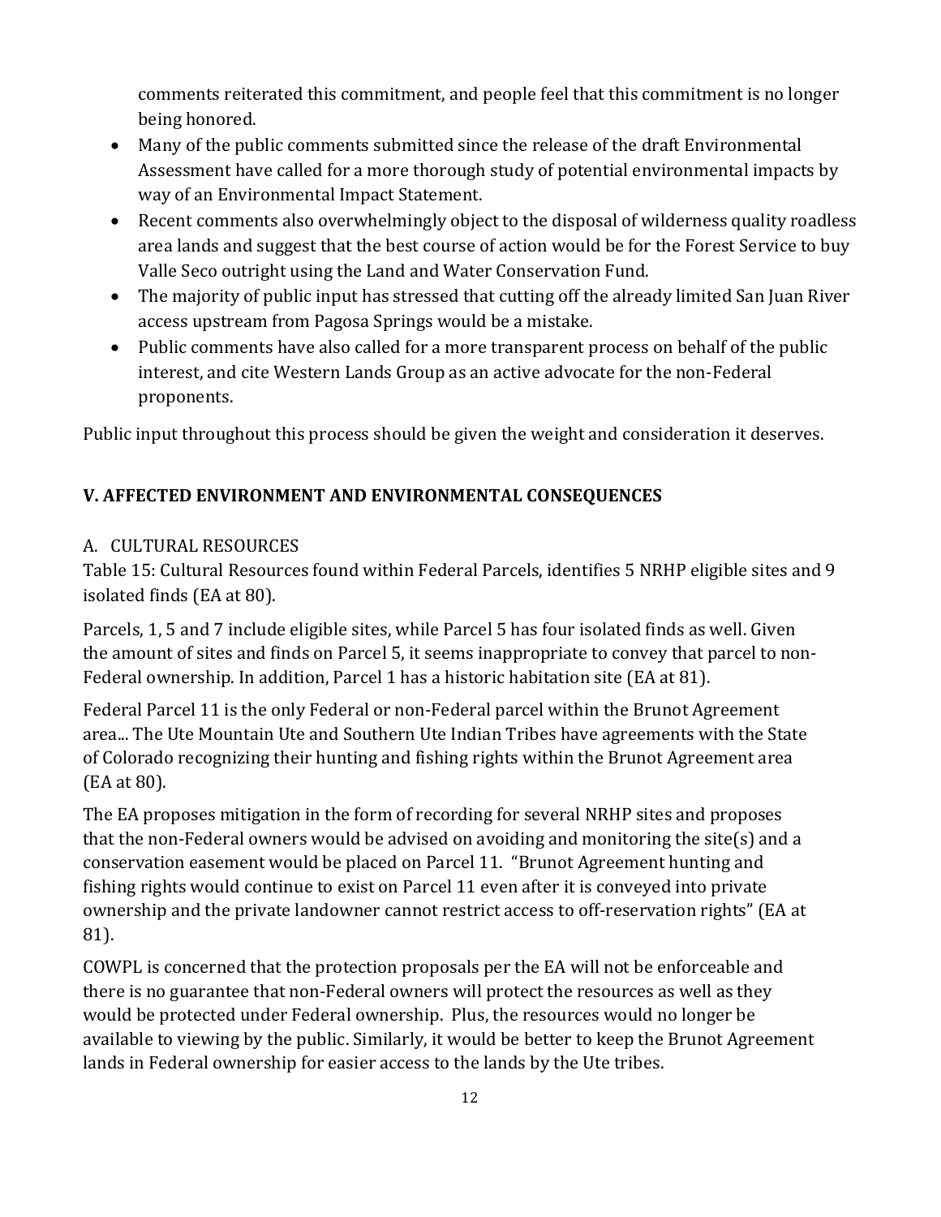comments reiterated this commitment, and people feel that this commitment is no longer being honored.

- Many of the public comments submitted since the release of the draft Environmental Assessment have called for a more thorough study of potential environmental impacts by way of an Environmental Impact Statement.
- Recent comments also overwhelmingly object to the disposal of wilderness quality roadless area lands and suggest that the best course of action would be for the Forest Service to buy Valle Seco outright using the Land and Water Conservation Fund.
- The majority of public input has stressed that cutting off the already limited San Juan River access upstream from Pagosa Springs would be a mistake.
- Public comments have also called for a more transparent process on behalf of the public interest, and cite Western Lands Group as an active advocate for the non-Federal proponents.

Public input throughout this process should be given the weight and consideration it deserves.

## V. AFFECTED ENVIRONMENT AND ENVIRONMENTAL CONSEQUENCES

### A. CULTURAL RESOURCES

Table 15: Cultural Resources found within Federal Parcels, identifies 5 NRHP eligible sites and 9 isolated finds (EA at 80).

Parcels, 1, 5 and 7 include eligible sites, while Parcel 5 has four isolated finds as well. Given the amount of sites and finds on Parcel 5, it seems inappropriate to convey that parcel to non-Federal ownership. In addition, Parcel 1 has a historic habitation site (EA at 81).

Federal Parcel 11 is the only Federal or non-Federal parcel within the Brunot Agreement area... The Ute Mountain Ute and Southern Ute Indian Tribes have agreements with the State of Colorado recognizing their hunting and fishing rights within the Brunot Agreement area (EA at 80).

The EA proposes mitigation in the form of recording for several NRHP sites and proposes that the non-Federal owners would be advised on avoiding and monitoring the site(s) and a conservation easement would be placed on Parcel 11. "Brunot Agreement hunting and fishing rights would continue to exist on Parcel 11 even after it is conveyed into private ownership and the private landowner cannot restrict access to off-reservation rights" (EA at 81).

COWPL is concerned that the protection proposals per the EA will not be enforceable and there is no guarantee that non-Federal owners will protect the resources as well as they would be protected under Federal ownership. Plus, the resources would no longer be available to viewing by the public. Similarly, it would be better to keep the Brunot Agreement lands in Federal ownership for easier access to the lands by the Ute tribes.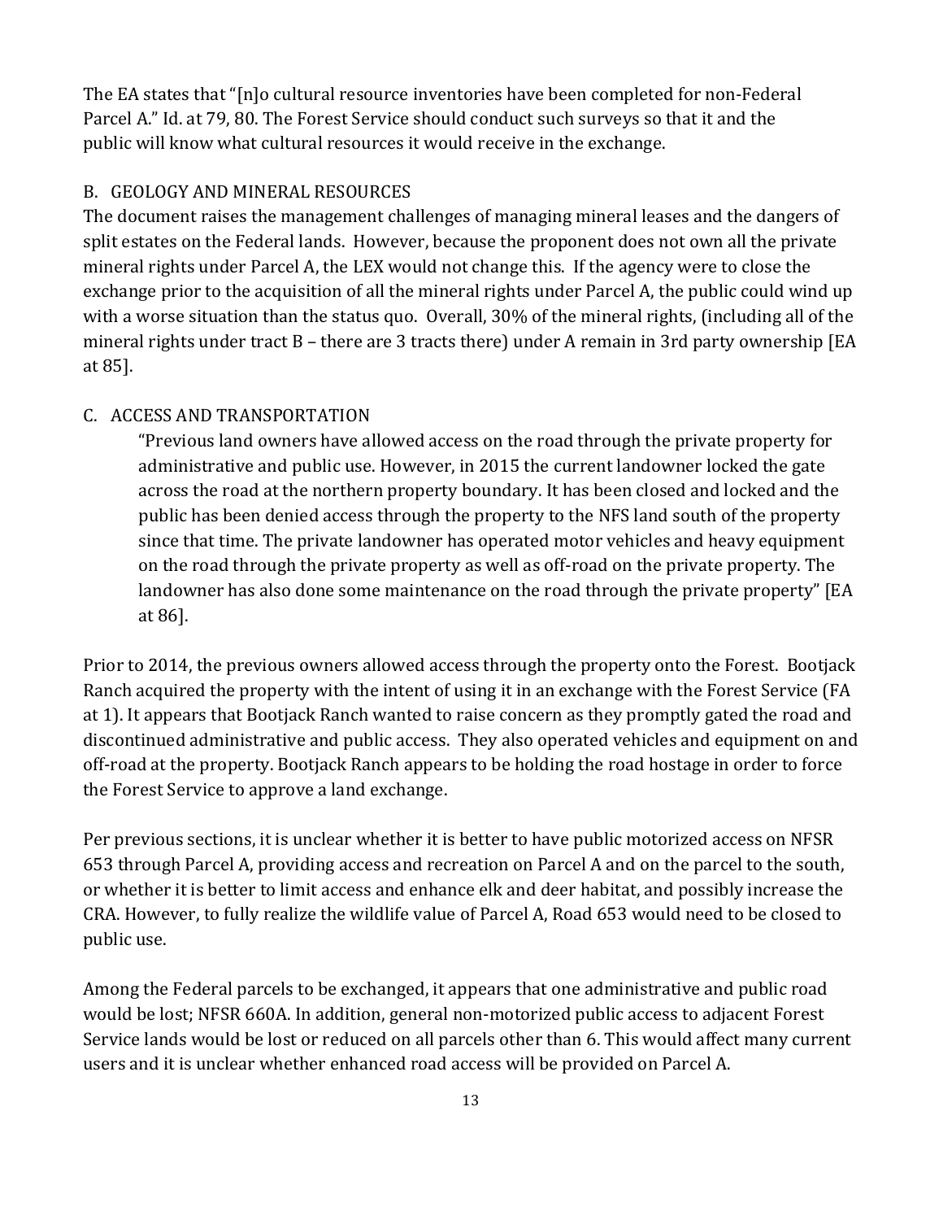The EA states that "[n]o cultural resource inventories have been completed for non-Federal Parcel A." Id. at 79, 80. The Forest Service should conduct such surveys so that it and the public will know what cultural resources it would receive in the exchange.

### B. GEOLOGY AND MINERAL RESOURCES

The document raises the management challenges of managing mineral leases and the dangers of split estates on the Federal lands. However, because the proponent does not own all the private mineral rights under Parcel A, the LEX would not change this. If the agency were to close the exchange prior to the acquisition of all the mineral rights under Parcel A, the public could wind up with a worse situation than the status quo. Overall, 30% of the mineral rights, (including all of the mineral rights under tract B – there are 3 tracts there) under A remain in 3rd party ownership [EA at 85].

### C. ACCESS AND TRANSPORTATION

> "Previous land owners have allowed access on the road through the private property for administrative and public use. However, in 2015 the current landowner locked the gate across the road at the northern property boundary. It has been closed and locked and the public has been denied access through the property to the NFS land south of the property since that time. The private landowner has operated motor vehicles and heavy equipment on the road through the private property as well as off-road on the private property. The landowner has also done some maintenance on the road through the private property" [EA at 86].

Prior to 2014, the previous owners allowed access through the property onto the Forest. Bootjack Ranch acquired the property with the intent of using it in an exchange with the Forest Service (FA at 1). It appears that Bootjack Ranch wanted to raise concern as they promptly gated the road and discontinued administrative and public access. They also operated vehicles and equipment on and off-road at the property. Bootjack Ranch appears to be holding the road hostage in order to force the Forest Service to approve a land exchange.

Per previous sections, it is unclear whether it is better to have public motorized access on NFSR 653 through Parcel A, providing access and recreation on Parcel A and on the parcel to the south, or whether it is better to limit access and enhance elk and deer habitat, and possibly increase the CRA. However, to fully realize the wildlife value of Parcel A, Road 653 would need to be closed to public use.

Among the Federal parcels to be exchanged, it appears that one administrative and public road would be lost; NFSR 660A. In addition, general non-motorized public access to adjacent Forest Service lands would be lost or reduced on all parcels other than 6. This would affect many current users and it is unclear whether enhanced road access will be provided on Parcel A.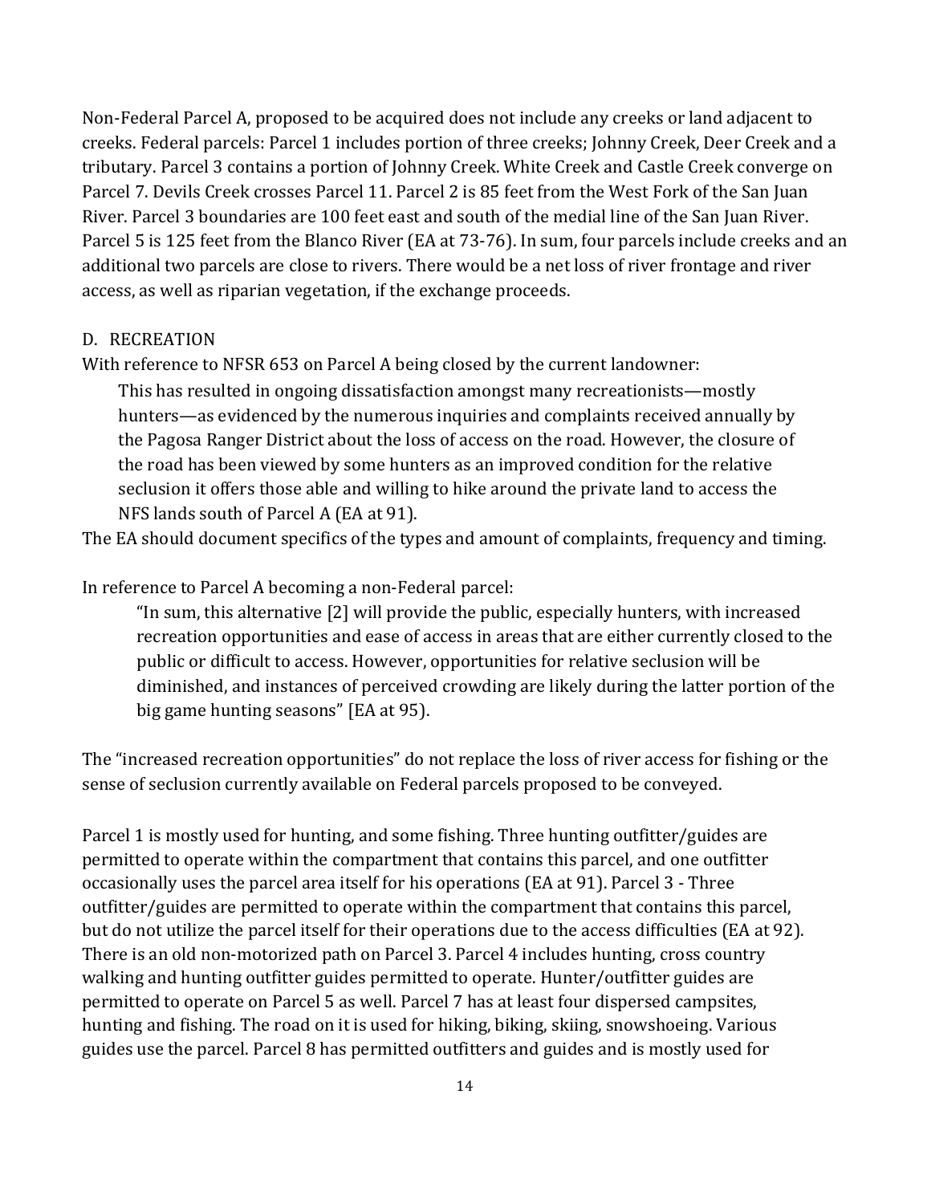Non-Federal Parcel A, proposed to be acquired does not include any creeks or land adjacent to creeks. Federal parcels: Parcel 1 includes portion of three creeks; Johnny Creek, Deer Creek and a tributary. Parcel 3 contains a portion of Johnny Creek. White Creek and Castle Creek converge on Parcel 7. Devils Creek crosses Parcel 11. Parcel 2 is 85 feet from the West Fork of the San Juan River. Parcel 3 boundaries are 100 feet east and south of the medial line of the San Juan River. Parcel 5 is 125 feet from the Blanco River (EA at 73-76). In sum, four parcels include creeks and an additional two parcels are close to rivers. There would be a net loss of river frontage and river access, as well as riparian vegetation, if the exchange proceeds.

## D. RECREATION

With reference to NFSR 653 on Parcel A being closed by the current landowner:

> This has resulted in ongoing dissatisfaction amongst many recreationists—mostly hunters—as evidenced by the numerous inquiries and complaints received annually by the Pagosa Ranger District about the loss of access on the road. However, the closure of the road has been viewed by some hunters as an improved condition for the relative seclusion it offers those able and willing to hike around the private land to access the NFS lands south of Parcel A (EA at 91).

The EA should document specifics of the types and amount of complaints, frequency and timing.

In reference to Parcel A becoming a non-Federal parcel:

> "In sum, this alternative [2] will provide the public, especially hunters, with increased recreation opportunities and ease of access in areas that are either currently closed to the public or difficult to access. However, opportunities for relative seclusion will be diminished, and instances of perceived crowding are likely during the latter portion of the big game hunting seasons" [EA at 95).

The "increased recreation opportunities" do not replace the loss of river access for fishing or the sense of seclusion currently available on Federal parcels proposed to be conveyed.

Parcel 1 is mostly used for hunting, and some fishing. Three hunting outfitter/guides are permitted to operate within the compartment that contains this parcel, and one outfitter occasionally uses the parcel area itself for his operations (EA at 91). Parcel 3 - Three outfitter/guides are permitted to operate within the compartment that contains this parcel, but do not utilize the parcel itself for their operations due to the access difficulties (EA at 92). There is an old non-motorized path on Parcel 3. Parcel 4 includes hunting, cross country walking and hunting outfitter guides permitted to operate. Hunter/outfitter guides are permitted to operate on Parcel 5 as well. Parcel 7 has at least four dispersed campsites, hunting and fishing. The road on it is used for hiking, biking, skiing, snowshoeing. Various guides use the parcel. Parcel 8 has permitted outfitters and guides and is mostly used for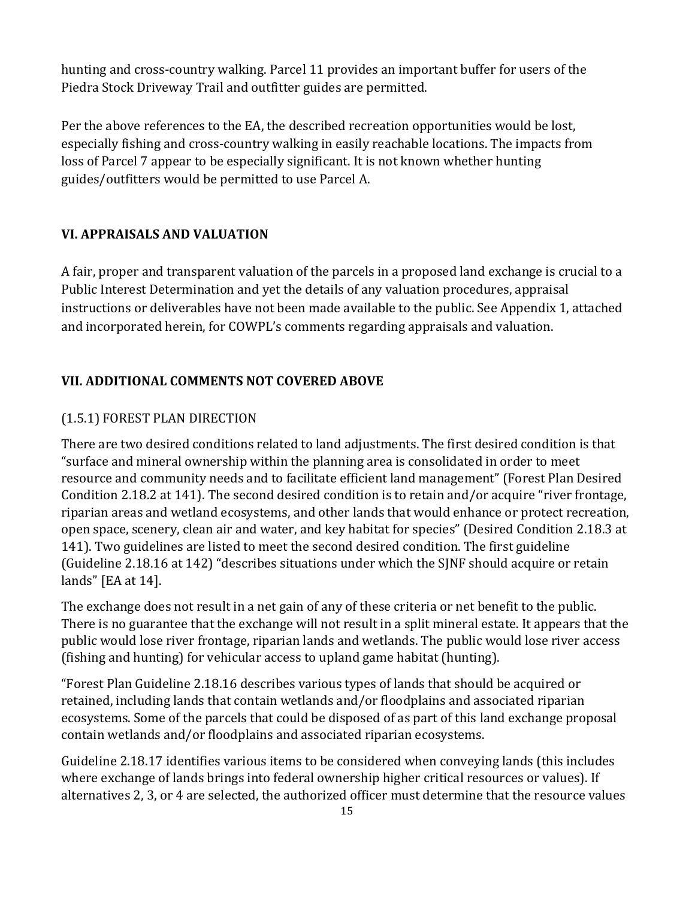hunting and cross-country walking. Parcel 11 provides an important buffer for users of the Piedra Stock Driveway Trail and outfitter guides are permitted.

Per the above references to the EA, the described recreation opportunities would be lost, especially fishing and cross-country walking in easily reachable locations. The impacts from loss of Parcel 7 appear to be especially significant. It is not known whether hunting guides/outfitters would be permitted to use Parcel A.

## VI. APPRAISALS AND VALUATION

A fair, proper and transparent valuation of the parcels in a proposed land exchange is crucial to a Public Interest Determination and yet the details of any valuation procedures, appraisal instructions or deliverables have not been made available to the public. See Appendix 1, attached and incorporated herein, for COWPL's comments regarding appraisals and valuation.

## VII. ADDITIONAL COMMENTS NOT COVERED ABOVE

### (1.5.1) FOREST PLAN DIRECTION

There are two desired conditions related to land adjustments. The first desired condition is that "surface and mineral ownership within the planning area is consolidated in order to meet resource and community needs and to facilitate efficient land management" (Forest Plan Desired Condition 2.18.2 at 141). The second desired condition is to retain and/or acquire "river frontage, riparian areas and wetland ecosystems, and other lands that would enhance or protect recreation, open space, scenery, clean air and water, and key habitat for species" (Desired Condition 2.18.3 at 141). Two guidelines are listed to meet the second desired condition. The first guideline (Guideline 2.18.16 at 142) "describes situations under which the SJNF should acquire or retain lands" [EA at 14].

The exchange does not result in a net gain of any of these criteria or net benefit to the public. There is no guarantee that the exchange will not result in a split mineral estate. It appears that the public would lose river frontage, riparian lands and wetlands. The public would lose river access (fishing and hunting) for vehicular access to upland game habitat (hunting).

"Forest Plan Guideline 2.18.16 describes various types of lands that should be acquired or retained, including lands that contain wetlands and/or floodplains and associated riparian ecosystems. Some of the parcels that could be disposed of as part of this land exchange proposal contain wetlands and/or floodplains and associated riparian ecosystems.

Guideline 2.18.17 identifies various items to be considered when conveying lands (this includes where exchange of lands brings into federal ownership higher critical resources or values). If alternatives 2, 3, or 4 are selected, the authorized officer must determine that the resource values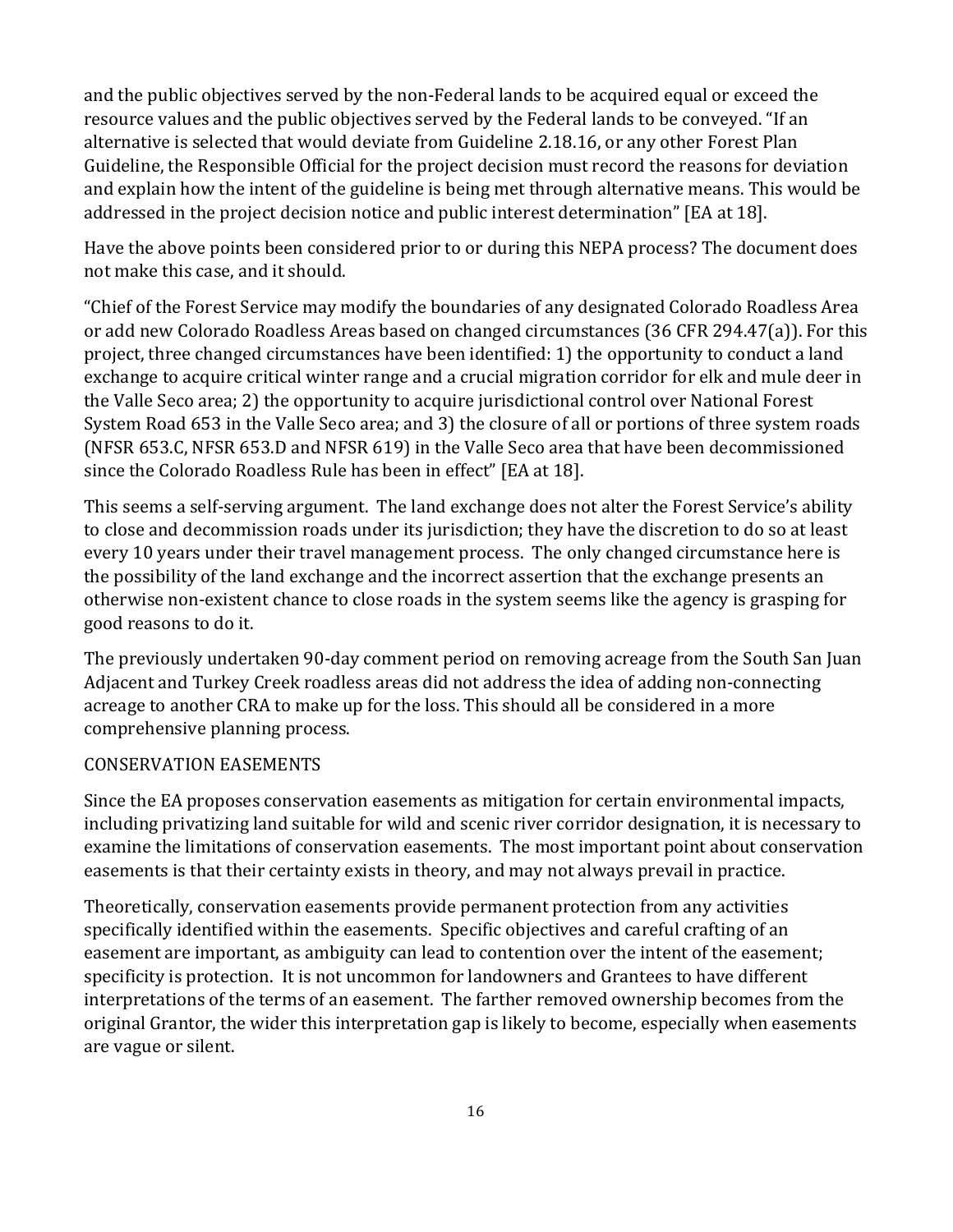and the public objectives served by the non-Federal lands to be acquired equal or exceed the resource values and the public objectives served by the Federal lands to be conveyed. "If an alternative is selected that would deviate from Guideline 2.18.16, or any other Forest Plan Guideline, the Responsible Official for the project decision must record the reasons for deviation and explain how the intent of the guideline is being met through alternative means. This would be addressed in the project decision notice and public interest determination" [EA at 18].

Have the above points been considered prior to or during this NEPA process? The document does not make this case, and it should.

"Chief of the Forest Service may modify the boundaries of any designated Colorado Roadless Area or add new Colorado Roadless Areas based on changed circumstances (36 CFR 294.47(a)). For this project, three changed circumstances have been identified: 1) the opportunity to conduct a land exchange to acquire critical winter range and a crucial migration corridor for elk and mule deer in the Valle Seco area; 2) the opportunity to acquire jurisdictional control over National Forest System Road 653 in the Valle Seco area; and 3) the closure of all or portions of three system roads (NFSR 653.C, NFSR 653.D and NFSR 619) in the Valle Seco area that have been decommissioned since the Colorado Roadless Rule has been in effect" [EA at 18].

This seems a self-serving argument. The land exchange does not alter the Forest Service's ability to close and decommission roads under its jurisdiction; they have the discretion to do so at least every 10 years under their travel management process. The only changed circumstance here is the possibility of the land exchange and the incorrect assertion that the exchange presents an otherwise non-existent chance to close roads in the system seems like the agency is grasping for good reasons to do it.

The previously undertaken 90-day comment period on removing acreage from the South San Juan Adjacent and Turkey Creek roadless areas did not address the idea of adding non-connecting acreage to another CRA to make up for the loss. This should all be considered in a more comprehensive planning process.

## CONSERVATION EASEMENTS

Since the EA proposes conservation easements as mitigation for certain environmental impacts, including privatizing land suitable for wild and scenic river corridor designation, it is necessary to examine the limitations of conservation easements. The most important point about conservation easements is that their certainty exists in theory, and may not always prevail in practice.

Theoretically, conservation easements provide permanent protection from any activities specifically identified within the easements. Specific objectives and careful crafting of an easement are important, as ambiguity can lead to contention over the intent of the easement; specificity is protection. It is not uncommon for landowners and Grantees to have different interpretations of the terms of an easement. The farther removed ownership becomes from the original Grantor, the wider this interpretation gap is likely to become, especially when easements are vague or silent.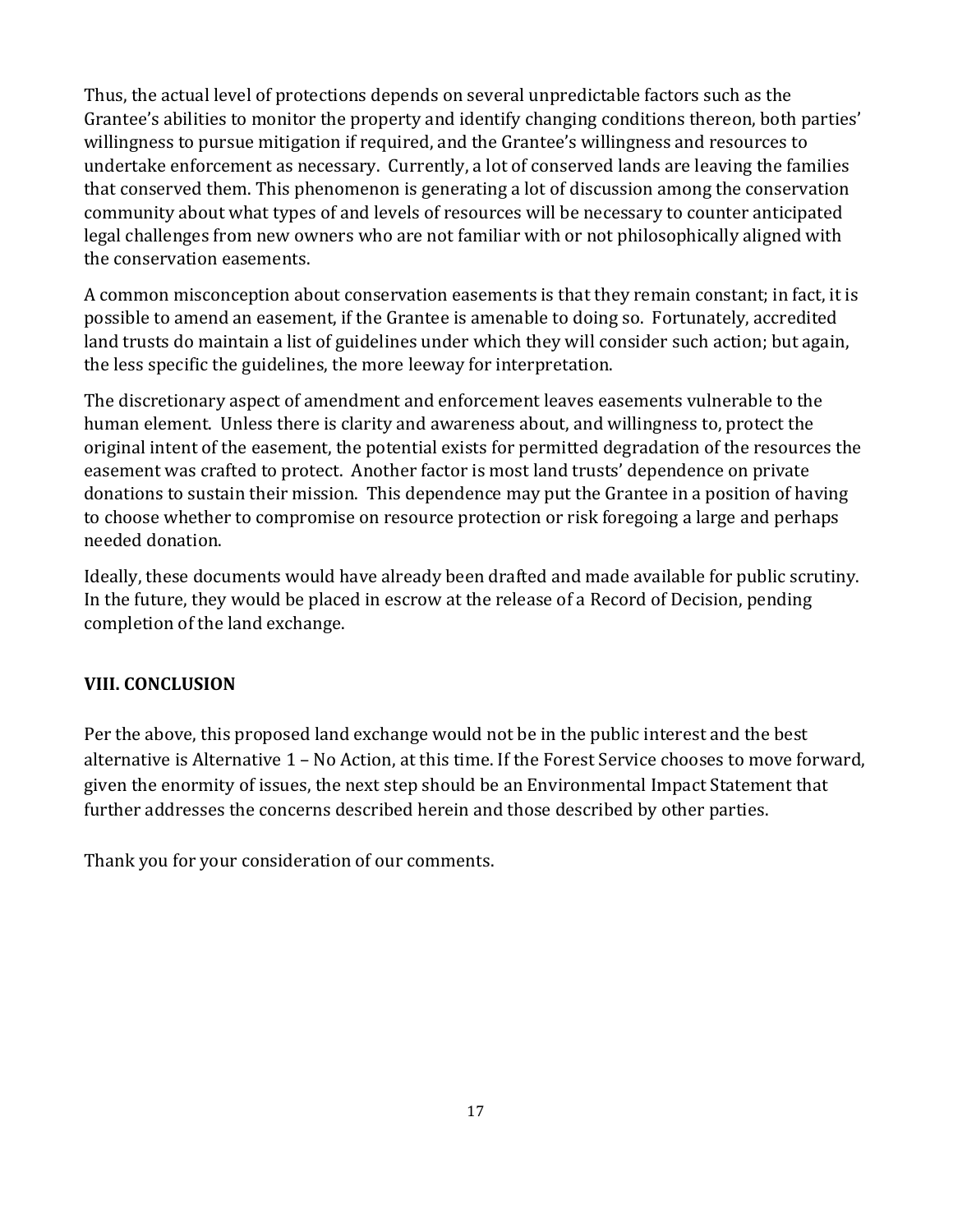Thus, the actual level of protections depends on several unpredictable factors such as the Grantee's abilities to monitor the property and identify changing conditions thereon, both parties' willingness to pursue mitigation if required, and the Grantee's willingness and resources to undertake enforcement as necessary. Currently, a lot of conserved lands are leaving the families that conserved them. This phenomenon is generating a lot of discussion among the conservation community about what types of and levels of resources will be necessary to counter anticipated legal challenges from new owners who are not familiar with or not philosophically aligned with the conservation easements.

A common misconception about conservation easements is that they remain constant; in fact, it is possible to amend an easement, if the Grantee is amenable to doing so. Fortunately, accredited land trusts do maintain a list of guidelines under which they will consider such action; but again, the less specific the guidelines, the more leeway for interpretation.

The discretionary aspect of amendment and enforcement leaves easements vulnerable to the human element. Unless there is clarity and awareness about, and willingness to, protect the original intent of the easement, the potential exists for permitted degradation of the resources the easement was crafted to protect. Another factor is most land trusts' dependence on private donations to sustain their mission. This dependence may put the Grantee in a position of having to choose whether to compromise on resource protection or risk foregoing a large and perhaps needed donation.

Ideally, these documents would have already been drafted and made available for public scrutiny. In the future, they would be placed in escrow at the release of a Record of Decision, pending completion of the land exchange.

## VIII. CONCLUSION

Per the above, this proposed land exchange would not be in the public interest and the best alternative is Alternative 1 – No Action, at this time. If the Forest Service chooses to move forward, given the enormity of issues, the next step should be an Environmental Impact Statement that further addresses the concerns described herein and those described by other parties.

Thank you for your consideration of our comments.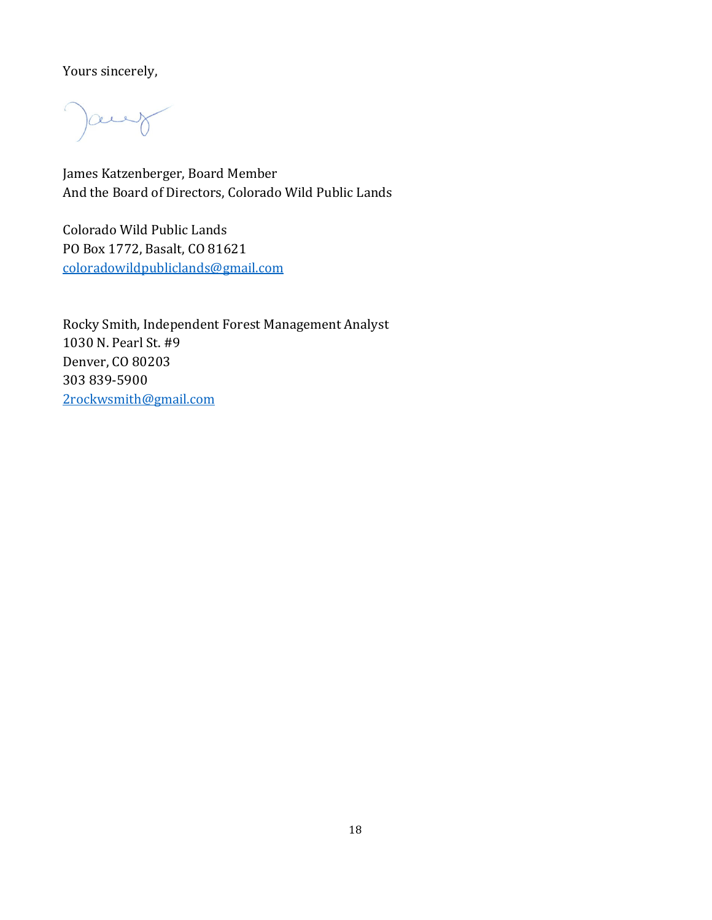Yours sincerely,

James Katzenberger, Board Member
And the Board of Directors, Colorado Wild Public Lands

Colorado Wild Public Lands
PO Box 1772, Basalt, CO 81621
coloradowildpubliclands@gmail.com

Rocky Smith, Independent Forest Management Analyst
1030 N. Pearl St. #9
Denver, CO 80203
303 839-5900
2rockwsmith@gmail.com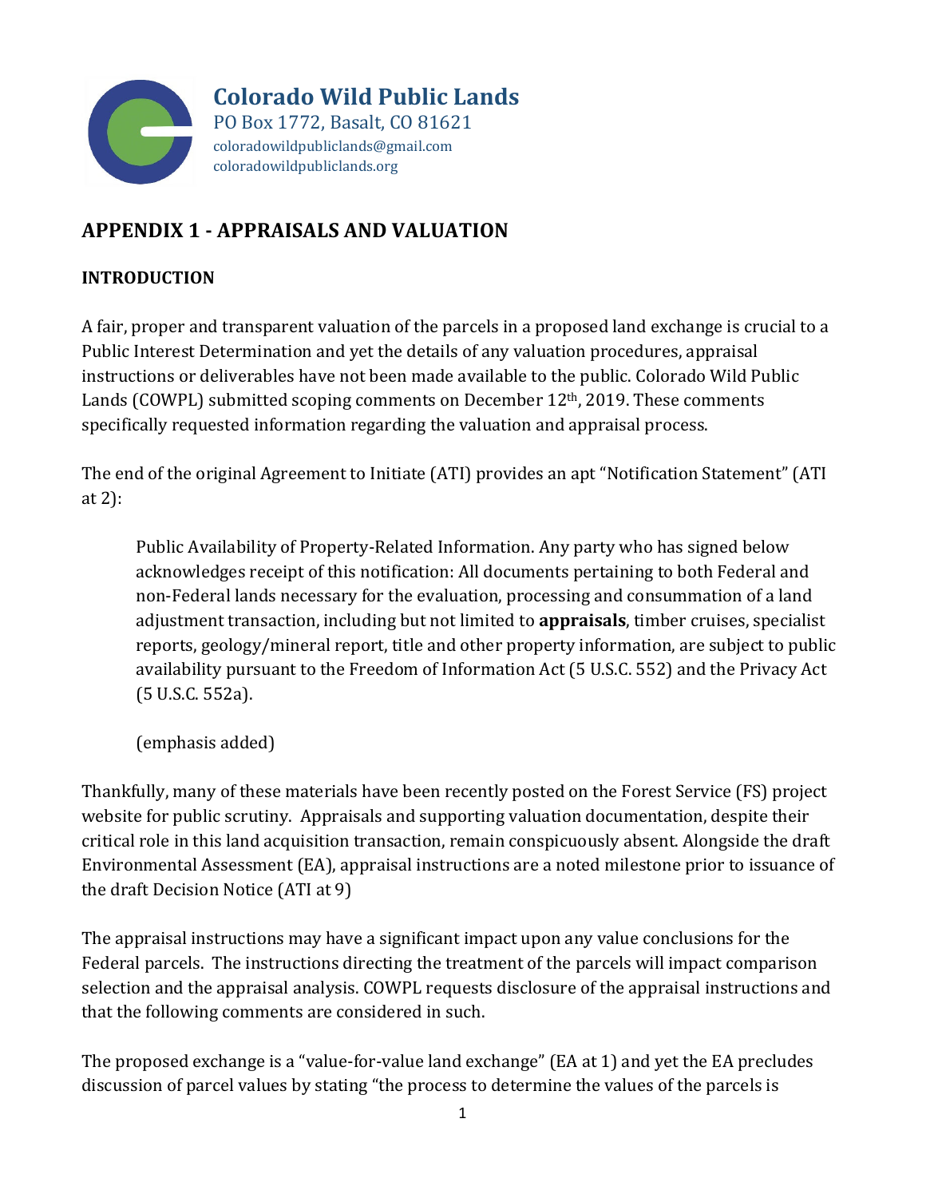**Colorado Wild Public Lands**
PO Box 1772, Basalt, CO 81621
coloradowildpubliclands@gmail.com
coloradowildpubliclands.org

## APPENDIX 1 - APPRAISALS AND VALUATION

### INTRODUCTION

A fair, proper and transparent valuation of the parcels in a proposed land exchange is crucial to a Public Interest Determination and yet the details of any valuation procedures, appraisal instructions or deliverables have not been made available to the public. Colorado Wild Public Lands (COWPL) submitted scoping comments on December 12th, 2019. These comments specifically requested information regarding the valuation and appraisal process.

The end of the original Agreement to Initiate (ATI) provides an apt "Notification Statement" (ATI at 2):

> Public Availability of Property-Related Information. Any party who has signed below acknowledges receipt of this notification: All documents pertaining to both Federal and non-Federal lands necessary for the evaluation, processing and consummation of a land adjustment transaction, including but not limited to **appraisals**, timber cruises, specialist reports, geology/mineral report, title and other property information, are subject to public availability pursuant to the Freedom of Information Act (5 U.S.C. 552) and the Privacy Act (5 U.S.C. 552a).
>
> (emphasis added)

Thankfully, many of these materials have been recently posted on the Forest Service (FS) project website for public scrutiny. Appraisals and supporting valuation documentation, despite their critical role in this land acquisition transaction, remain conspicuously absent. Alongside the draft Environmental Assessment (EA), appraisal instructions are a noted milestone prior to issuance of the draft Decision Notice (ATI at 9)

The appraisal instructions may have a significant impact upon any value conclusions for the Federal parcels. The instructions directing the treatment of the parcels will impact comparison selection and the appraisal analysis. COWPL requests disclosure of the appraisal instructions and that the following comments are considered in such.

The proposed exchange is a "value-for-value land exchange" (EA at 1) and yet the EA precludes discussion of parcel values by stating "the process to determine the values of the parcels is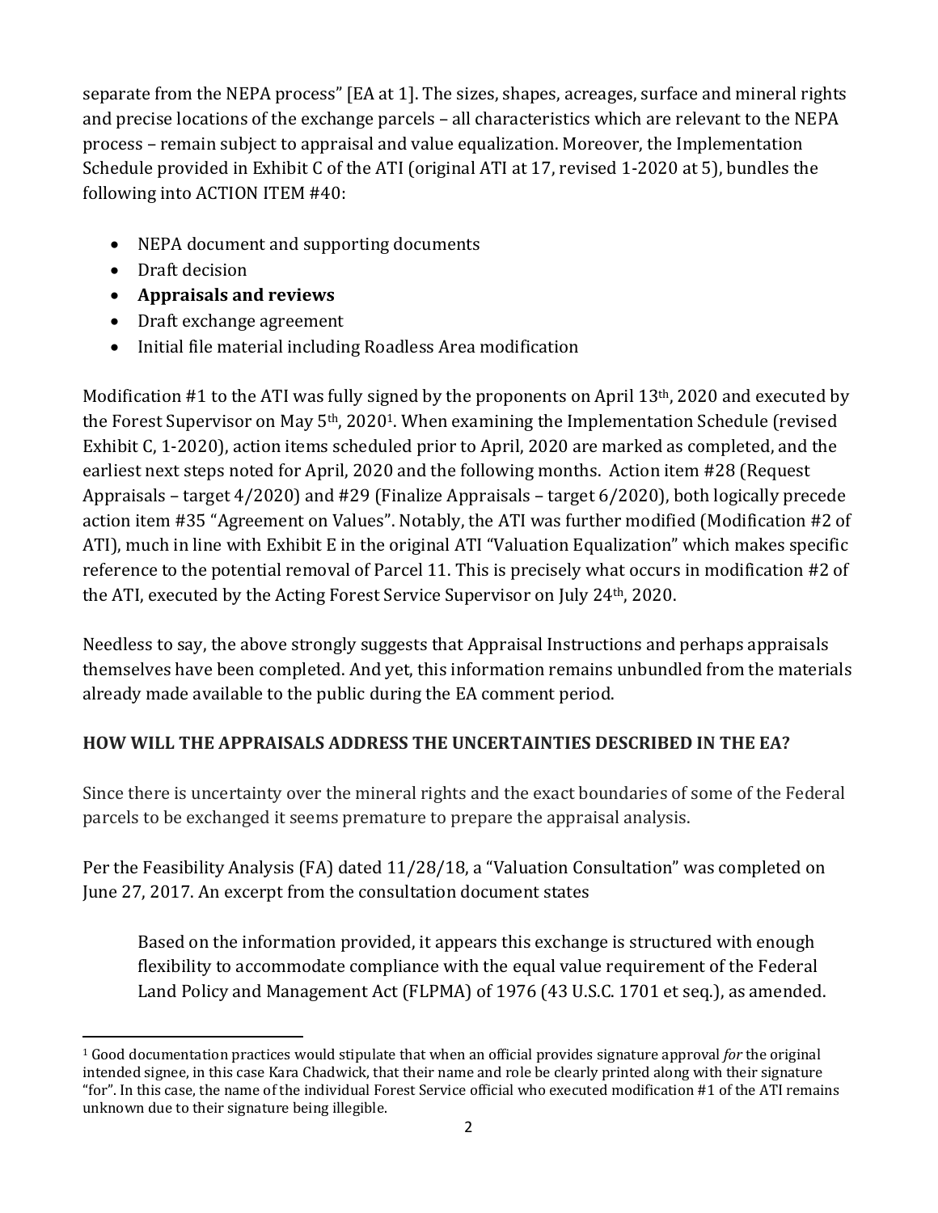separate from the NEPA process" [EA at 1]. The sizes, shapes, acreages, surface and mineral rights and precise locations of the exchange parcels – all characteristics which are relevant to the NEPA process – remain subject to appraisal and value equalization. Moreover, the Implementation Schedule provided in Exhibit C of the ATI (original ATI at 17, revised 1-2020 at 5), bundles the following into ACTION ITEM #40:

- NEPA document and supporting documents
- Draft decision
- **Appraisals and reviews**
- Draft exchange agreement
- Initial file material including Roadless Area modification

Modification #1 to the ATI was fully signed by the proponents on April 13th, 2020 and executed by the Forest Supervisor on May 5th, 2020[1]. When examining the Implementation Schedule (revised Exhibit C, 1-2020), action items scheduled prior to April, 2020 are marked as completed, and the earliest next steps noted for April, 2020 and the following months. Action item #28 (Request Appraisals – target 4/2020) and #29 (Finalize Appraisals – target 6/2020), both logically precede action item #35 "Agreement on Values". Notably, the ATI was further modified (Modification #2 of ATI), much in line with Exhibit E in the original ATI "Valuation Equalization" which makes specific reference to the potential removal of Parcel 11. This is precisely what occurs in modification #2 of the ATI, executed by the Acting Forest Service Supervisor on July 24th, 2020.

Needless to say, the above strongly suggests that Appraisal Instructions and perhaps appraisals themselves have been completed. And yet, this information remains unbundled from the materials already made available to the public during the EA comment period.

**HOW WILL THE APPRAISALS ADDRESS THE UNCERTAINTIES DESCRIBED IN THE EA?**

Since there is uncertainty over the mineral rights and the exact boundaries of some of the Federal parcels to be exchanged it seems premature to prepare the appraisal analysis.

Per the Feasibility Analysis (FA) dated 11/28/18, a "Valuation Consultation" was completed on June 27, 2017. An excerpt from the consultation document states

> Based on the information provided, it appears this exchange is structured with enough flexibility to accommodate compliance with the equal value requirement of the Federal Land Policy and Management Act (FLPMA) of 1976 (43 U.S.C. 1701 et seq.), as amended.

[1] Good documentation practices would stipulate that when an official provides signature approval *for* the original intended signee, in this case Kara Chadwick, that their name and role be clearly printed along with their signature "for". In this case, the name of the individual Forest Service official who executed modification #1 of the ATI remains unknown due to their signature being illegible.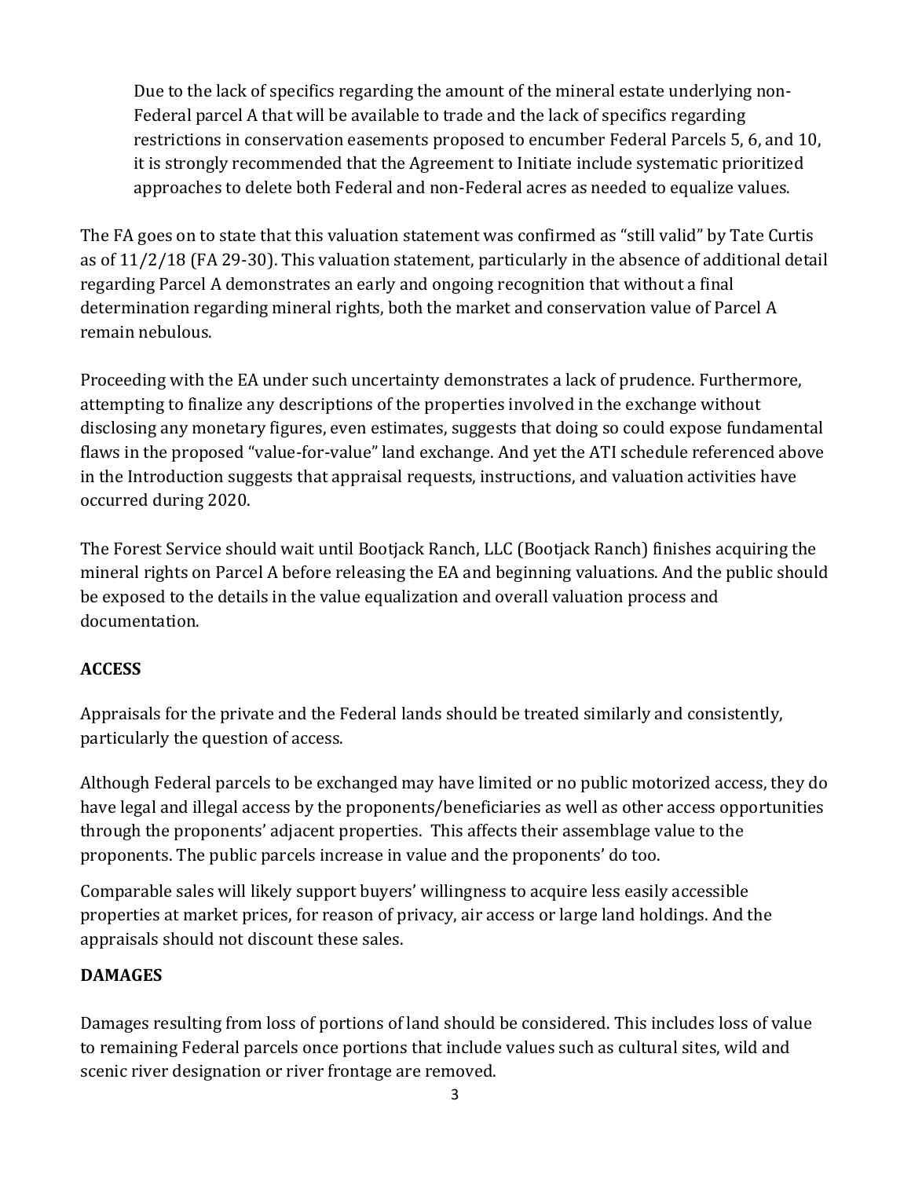> Due to the lack of specifics regarding the amount of the mineral estate underlying non-Federal parcel A that will be available to trade and the lack of specifics regarding restrictions in conservation easements proposed to encumber Federal Parcels 5, 6, and 10, it is strongly recommended that the Agreement to Initiate include systematic prioritized approaches to delete both Federal and non-Federal acres as needed to equalize values.

The FA goes on to state that this valuation statement was confirmed as "still valid" by Tate Curtis as of 11/2/18 (FA 29-30). This valuation statement, particularly in the absence of additional detail regarding Parcel A demonstrates an early and ongoing recognition that without a final determination regarding mineral rights, both the market and conservation value of Parcel A remain nebulous.

Proceeding with the EA under such uncertainty demonstrates a lack of prudence. Furthermore, attempting to finalize any descriptions of the properties involved in the exchange without disclosing any monetary figures, even estimates, suggests that doing so could expose fundamental flaws in the proposed "value-for-value" land exchange. And yet the ATI schedule referenced above in the Introduction suggests that appraisal requests, instructions, and valuation activities have occurred during 2020.

The Forest Service should wait until Bootjack Ranch, LLC (Bootjack Ranch) finishes acquiring the mineral rights on Parcel A before releasing the EA and beginning valuations. And the public should be exposed to the details in the value equalization and overall valuation process and documentation.

## ACCESS

Appraisals for the private and the Federal lands should be treated similarly and consistently, particularly the question of access.

Although Federal parcels to be exchanged may have limited or no public motorized access, they do have legal and illegal access by the proponents/beneficiaries as well as other access opportunities through the proponents' adjacent properties. This affects their assemblage value to the proponents. The public parcels increase in value and the proponents' do too.

Comparable sales will likely support buyers' willingness to acquire less easily accessible properties at market prices, for reason of privacy, air access or large land holdings. And the appraisals should not discount these sales.

## DAMAGES

Damages resulting from loss of portions of land should be considered. This includes loss of value to remaining Federal parcels once portions that include values such as cultural sites, wild and scenic river designation or river frontage are removed.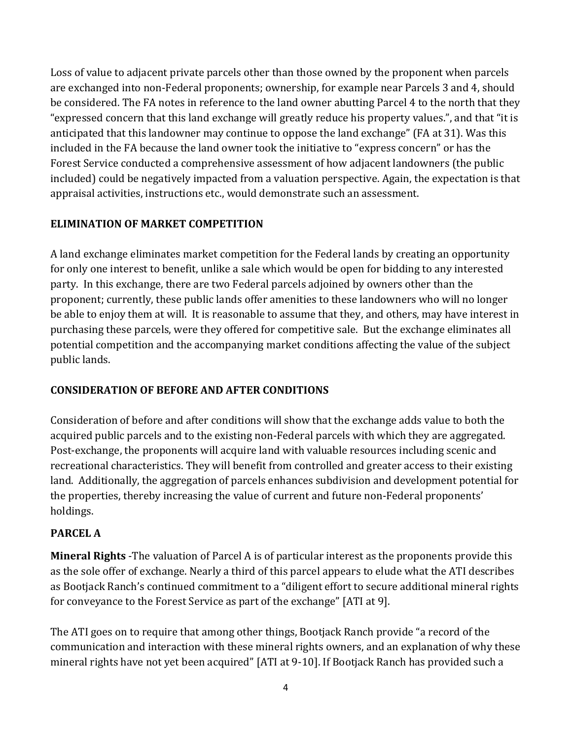Loss of value to adjacent private parcels other than those owned by the proponent when parcels are exchanged into non-Federal proponents; ownership, for example near Parcels 3 and 4, should be considered. The FA notes in reference to the land owner abutting Parcel 4 to the north that they "expressed concern that this land exchange will greatly reduce his property values.", and that "it is anticipated that this landowner may continue to oppose the land exchange" (FA at 31). Was this included in the FA because the land owner took the initiative to "express concern" or has the Forest Service conducted a comprehensive assessment of how adjacent landowners (the public included) could be negatively impacted from a valuation perspective. Again, the expectation is that appraisal activities, instructions etc., would demonstrate such an assessment.

**ELIMINATION OF MARKET COMPETITION**

A land exchange eliminates market competition for the Federal lands by creating an opportunity for only one interest to benefit, unlike a sale which would be open for bidding to any interested party. In this exchange, there are two Federal parcels adjoined by owners other than the proponent; currently, these public lands offer amenities to these landowners who will no longer be able to enjoy them at will. It is reasonable to assume that they, and others, may have interest in purchasing these parcels, were they offered for competitive sale. But the exchange eliminates all potential competition and the accompanying market conditions affecting the value of the subject public lands.

**CONSIDERATION OF BEFORE AND AFTER CONDITIONS**

Consideration of before and after conditions will show that the exchange adds value to both the acquired public parcels and to the existing non-Federal parcels with which they are aggregated. Post-exchange, the proponents will acquire land with valuable resources including scenic and recreational characteristics. They will benefit from controlled and greater access to their existing land. Additionally, the aggregation of parcels enhances subdivision and development potential for the properties, thereby increasing the value of current and future non-Federal proponents' holdings.

**PARCEL A**

**Mineral Rights** -The valuation of Parcel A is of particular interest as the proponents provide this as the sole offer of exchange. Nearly a third of this parcel appears to elude what the ATI describes as Bootjack Ranch's continued commitment to a "diligent effort to secure additional mineral rights for conveyance to the Forest Service as part of the exchange" [ATI at 9].

The ATI goes on to require that among other things, Bootjack Ranch provide "a record of the communication and interaction with these mineral rights owners, and an explanation of why these mineral rights have not yet been acquired" [ATI at 9-10]. If Bootjack Ranch has provided such a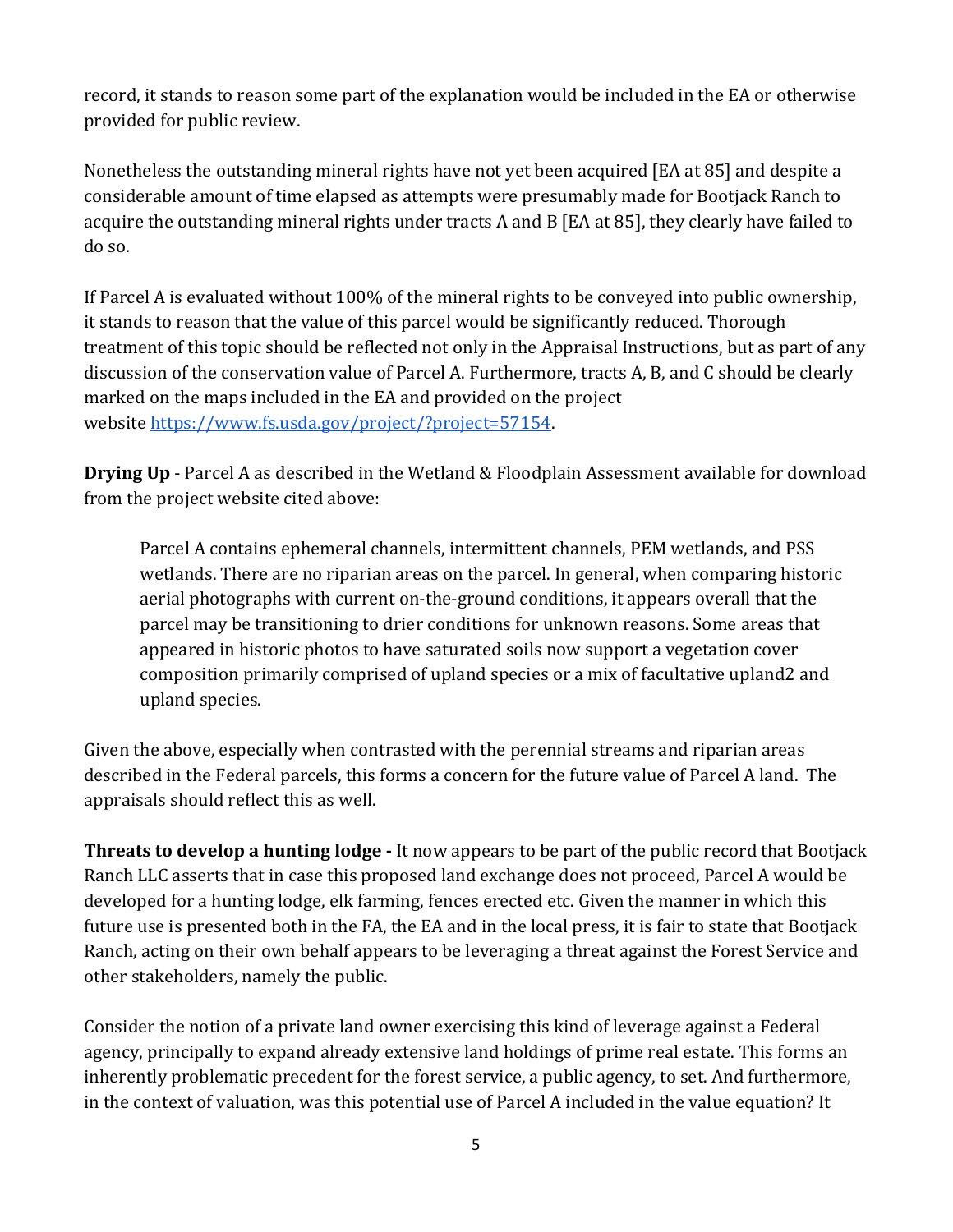record, it stands to reason some part of the explanation would be included in the EA or otherwise provided for public review.

Nonetheless the outstanding mineral rights have not yet been acquired [EA at 85] and despite a considerable amount of time elapsed as attempts were presumably made for Bootjack Ranch to acquire the outstanding mineral rights under tracts A and B [EA at 85], they clearly have failed to do so.

If Parcel A is evaluated without 100% of the mineral rights to be conveyed into public ownership, it stands to reason that the value of this parcel would be significantly reduced. Thorough treatment of this topic should be reflected not only in the Appraisal Instructions, but as part of any discussion of the conservation value of Parcel A. Furthermore, tracts A, B, and C should be clearly marked on the maps included in the EA and provided on the project website https://www.fs.usda.gov/project/?project=57154.

**Drying Up** - Parcel A as described in the Wetland & Floodplain Assessment available for download from the project website cited above:

> Parcel A contains ephemeral channels, intermittent channels, PEM wetlands, and PSS wetlands. There are no riparian areas on the parcel. In general, when comparing historic aerial photographs with current on-the-ground conditions, it appears overall that the parcel may be transitioning to drier conditions for unknown reasons. Some areas that appeared in historic photos to have saturated soils now support a vegetation cover composition primarily comprised of upland species or a mix of facultative upland2 and upland species.

Given the above, especially when contrasted with the perennial streams and riparian areas described in the Federal parcels, this forms a concern for the future value of Parcel A land. The appraisals should reflect this as well.

**Threats to develop a hunting lodge -** It now appears to be part of the public record that Bootjack Ranch LLC asserts that in case this proposed land exchange does not proceed, Parcel A would be developed for a hunting lodge, elk farming, fences erected etc. Given the manner in which this future use is presented both in the FA, the EA and in the local press, it is fair to state that Bootjack Ranch, acting on their own behalf appears to be leveraging a threat against the Forest Service and other stakeholders, namely the public.

Consider the notion of a private land owner exercising this kind of leverage against a Federal agency, principally to expand already extensive land holdings of prime real estate. This forms an inherently problematic precedent for the forest service, a public agency, to set. And furthermore, in the context of valuation, was this potential use of Parcel A included in the value equation? It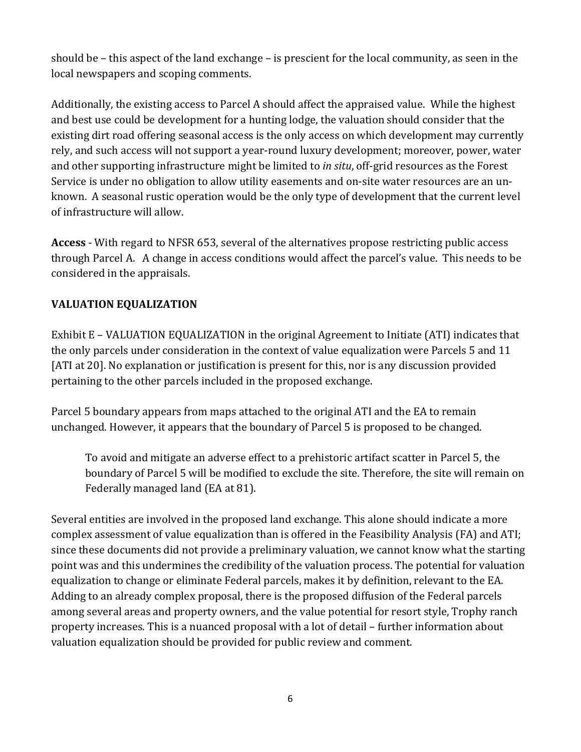should be – this aspect of the land exchange – is prescient for the local community, as seen in the local newspapers and scoping comments.

Additionally, the existing access to Parcel A should affect the appraised value. While the highest and best use could be development for a hunting lodge, the valuation should consider that the existing dirt road offering seasonal access is the only access on which development may currently rely, and such access will not support a year-round luxury development; moreover, power, water and other supporting infrastructure might be limited to *in situ*, off-grid resources as the Forest Service is under no obligation to allow utility easements and on-site water resources are an un-known. A seasonal rustic operation would be the only type of development that the current level of infrastructure will allow.

**Access** - With regard to NFSR 653, several of the alternatives propose restricting public access through Parcel A. A change in access conditions would affect the parcel's value. This needs to be considered in the appraisals.

**VALUATION EQUALIZATION**

Exhibit E – VALUATION EQUALIZATION in the original Agreement to Initiate (ATI) indicates that the only parcels under consideration in the context of value equalization were Parcels 5 and 11 [ATI at 20]. No explanation or justification is present for this, nor is any discussion provided pertaining to the other parcels included in the proposed exchange.

Parcel 5 boundary appears from maps attached to the original ATI and the EA to remain unchanged. However, it appears that the boundary of Parcel 5 is proposed to be changed.

> To avoid and mitigate an adverse effect to a prehistoric artifact scatter in Parcel 5, the boundary of Parcel 5 will be modified to exclude the site. Therefore, the site will remain on Federally managed land (EA at 81).

Several entities are involved in the proposed land exchange. This alone should indicate a more complex assessment of value equalization than is offered in the Feasibility Analysis (FA) and ATI; since these documents did not provide a preliminary valuation, we cannot know what the starting point was and this undermines the credibility of the valuation process. The potential for valuation equalization to change or eliminate Federal parcels, makes it by definition, relevant to the EA. Adding to an already complex proposal, there is the proposed diffusion of the Federal parcels among several areas and property owners, and the value potential for resort style, Trophy ranch property increases. This is a nuanced proposal with a lot of detail – further information about valuation equalization should be provided for public review and comment.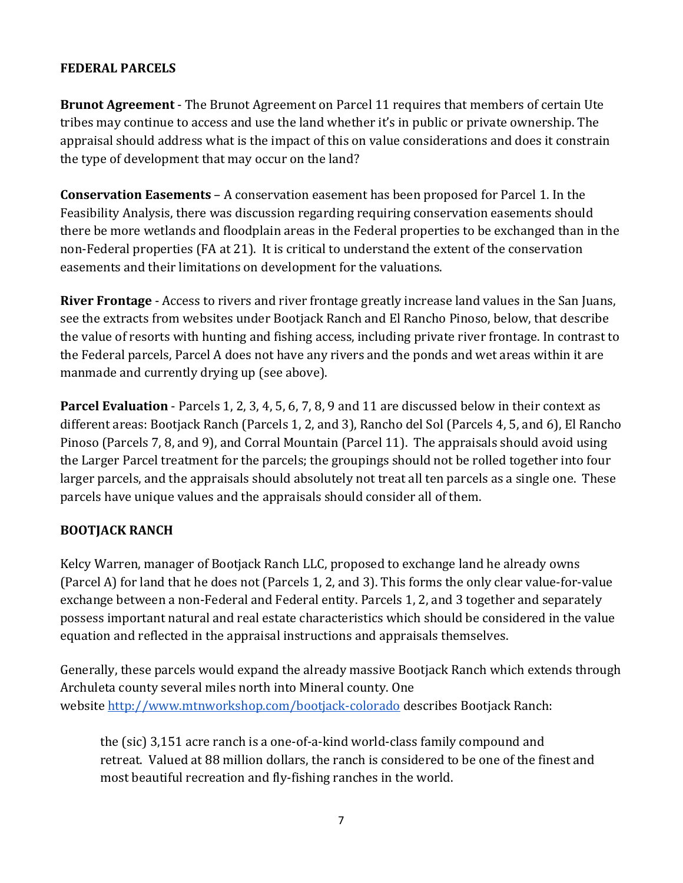## FEDERAL PARCELS

**Brunot Agreement** - The Brunot Agreement on Parcel 11 requires that members of certain Ute tribes may continue to access and use the land whether it's in public or private ownership. The appraisal should address what is the impact of this on value considerations and does it constrain the type of development that may occur on the land?

**Conservation Easements** – A conservation easement has been proposed for Parcel 1. In the Feasibility Analysis, there was discussion regarding requiring conservation easements should there be more wetlands and floodplain areas in the Federal properties to be exchanged than in the non-Federal properties (FA at 21). It is critical to understand the extent of the conservation easements and their limitations on development for the valuations.

**River Frontage** - Access to rivers and river frontage greatly increase land values in the San Juans, see the extracts from websites under Bootjack Ranch and El Rancho Pinoso, below, that describe the value of resorts with hunting and fishing access, including private river frontage. In contrast to the Federal parcels, Parcel A does not have any rivers and the ponds and wet areas within it are manmade and currently drying up (see above).

**Parcel Evaluation** - Parcels 1, 2, 3, 4, 5, 6, 7, 8, 9 and 11 are discussed below in their context as different areas: Bootjack Ranch (Parcels 1, 2, and 3), Rancho del Sol (Parcels 4, 5, and 6), El Rancho Pinoso (Parcels 7, 8, and 9), and Corral Mountain (Parcel 11). The appraisals should avoid using the Larger Parcel treatment for the parcels; the groupings should not be rolled together into four larger parcels, and the appraisals should absolutely not treat all ten parcels as a single one. These parcels have unique values and the appraisals should consider all of them.

## BOOTJACK RANCH

Kelcy Warren, manager of Bootjack Ranch LLC, proposed to exchange land he already owns (Parcel A) for land that he does not (Parcels 1, 2, and 3). This forms the only clear value-for-value exchange between a non-Federal and Federal entity. Parcels 1, 2, and 3 together and separately possess important natural and real estate characteristics which should be considered in the value equation and reflected in the appraisal instructions and appraisals themselves.

Generally, these parcels would expand the already massive Bootjack Ranch which extends through Archuleta county several miles north into Mineral county. One website [http://www.mtnworkshop.com/bootjack-colorado](http://www.mtnworkshop.com/bootjack-colorado) describes Bootjack Ranch:

> the (sic) 3,151 acre ranch is a one-of-a-kind world-class family compound and retreat. Valued at 88 million dollars, the ranch is considered to be one of the finest and most beautiful recreation and fly-fishing ranches in the world.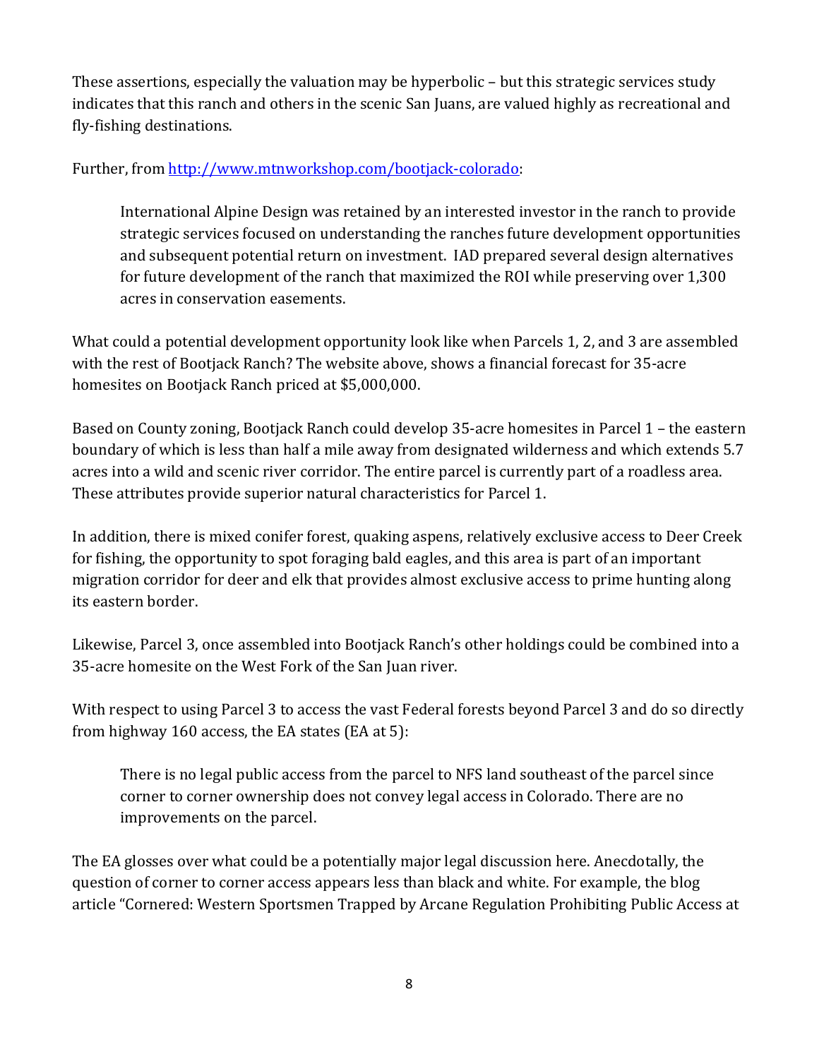These assertions, especially the valuation may be hyperbolic – but this strategic services study indicates that this ranch and others in the scenic San Juans, are valued highly as recreational and fly-fishing destinations.

Further, from [http://www.mtnworkshop.com/bootjack-colorado](http://www.mtnworkshop.com/bootjack-colorado):

> International Alpine Design was retained by an interested investor in the ranch to provide strategic services focused on understanding the ranches future development opportunities and subsequent potential return on investment. IAD prepared several design alternatives for future development of the ranch that maximized the ROI while preserving over 1,300 acres in conservation easements.

What could a potential development opportunity look like when Parcels 1, 2, and 3 are assembled with the rest of Bootjack Ranch? The website above, shows a financial forecast for 35-acre homesites on Bootjack Ranch priced at $5,000,000.

Based on County zoning, Bootjack Ranch could develop 35-acre homesites in Parcel 1 – the eastern boundary of which is less than half a mile away from designated wilderness and which extends 5.7 acres into a wild and scenic river corridor. The entire parcel is currently part of a roadless area. These attributes provide superior natural characteristics for Parcel 1.

In addition, there is mixed conifer forest, quaking aspens, relatively exclusive access to Deer Creek for fishing, the opportunity to spot foraging bald eagles, and this area is part of an important migration corridor for deer and elk that provides almost exclusive access to prime hunting along its eastern border.

Likewise, Parcel 3, once assembled into Bootjack Ranch's other holdings could be combined into a 35-acre homesite on the West Fork of the San Juan river.

With respect to using Parcel 3 to access the vast Federal forests beyond Parcel 3 and do so directly from highway 160 access, the EA states (EA at 5):

> There is no legal public access from the parcel to NFS land southeast of the parcel since corner to corner ownership does not convey legal access in Colorado. There are no improvements on the parcel.

The EA glosses over what could be a potentially major legal discussion here. Anecdotally, the question of corner to corner access appears less than black and white. For example, the blog article "Cornered: Western Sportsmen Trapped by Arcane Regulation Prohibiting Public Access at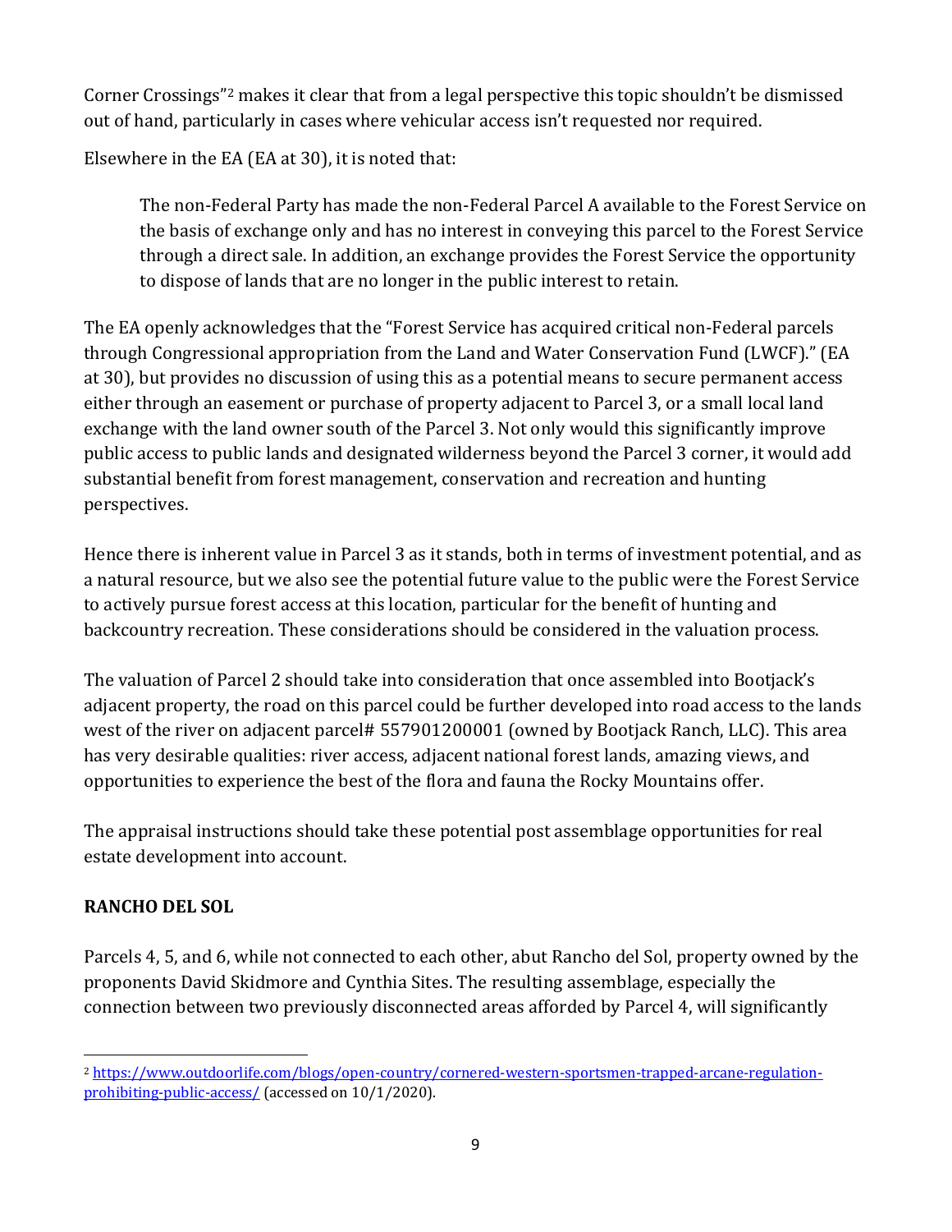Corner Crossings"[2] makes it clear that from a legal perspective this topic shouldn't be dismissed out of hand, particularly in cases where vehicular access isn't requested nor required.

Elsewhere in the EA (EA at 30), it is noted that:

> The non-Federal Party has made the non-Federal Parcel A available to the Forest Service on the basis of exchange only and has no interest in conveying this parcel to the Forest Service through a direct sale. In addition, an exchange provides the Forest Service the opportunity to dispose of lands that are no longer in the public interest to retain.

The EA openly acknowledges that the "Forest Service has acquired critical non-Federal parcels through Congressional appropriation from the Land and Water Conservation Fund (LWCF)." (EA at 30), but provides no discussion of using this as a potential means to secure permanent access either through an easement or purchase of property adjacent to Parcel 3, or a small local land exchange with the land owner south of the Parcel 3. Not only would this significantly improve public access to public lands and designated wilderness beyond the Parcel 3 corner, it would add substantial benefit from forest management, conservation and recreation and hunting perspectives.

Hence there is inherent value in Parcel 3 as it stands, both in terms of investment potential, and as a natural resource, but we also see the potential future value to the public were the Forest Service to actively pursue forest access at this location, particular for the benefit of hunting and backcountry recreation. These considerations should be considered in the valuation process.

The valuation of Parcel 2 should take into consideration that once assembled into Bootjack's adjacent property, the road on this parcel could be further developed into road access to the lands west of the river on adjacent parcel# 557901200001 (owned by Bootjack Ranch, LLC). This area has very desirable qualities: river access, adjacent national forest lands, amazing views, and opportunities to experience the best of the flora and fauna the Rocky Mountains offer.

The appraisal instructions should take these potential post assemblage opportunities for real estate development into account.

## RANCHO DEL SOL

Parcels 4, 5, and 6, while not connected to each other, abut Rancho del Sol, property owned by the proponents David Skidmore and Cynthia Sites. The resulting assemblage, especially the connection between two previously disconnected areas afforded by Parcel 4, will significantly

---

[2] https://www.outdoorlife.com/blogs/open-country/cornered-western-sportsmen-trapped-arcane-regulation-prohibiting-public-access/ (accessed on 10/1/2020).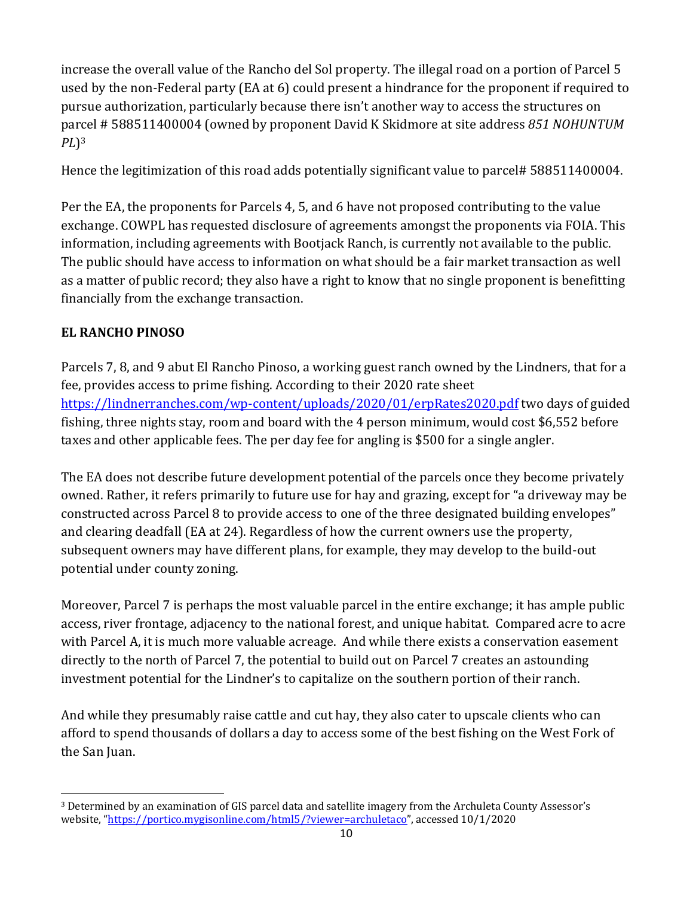increase the overall value of the Rancho del Sol property. The illegal road on a portion of Parcel 5 used by the non-Federal party (EA at 6) could present a hindrance for the proponent if required to pursue authorization, particularly because there isn't another way to access the structures on parcel # 588511400004 (owned by proponent David K Skidmore at site address *851 NOHUNTUM PL*)[3]

Hence the legitimization of this road adds potentially significant value to parcel# 588511400004.

Per the EA, the proponents for Parcels 4, 5, and 6 have not proposed contributing to the value exchange. COWPL has requested disclosure of agreements amongst the proponents via FOIA. This information, including agreements with Bootjack Ranch, is currently not available to the public. The public should have access to information on what should be a fair market transaction as well as a matter of public record; they also have a right to know that no single proponent is benefitting financially from the exchange transaction.

## EL RANCHO PINOSO

Parcels 7, 8, and 9 abut El Rancho Pinoso, a working guest ranch owned by the Lindners, that for a fee, provides access to prime fishing. According to their 2020 rate sheet https://lindnerranches.com/wp-content/uploads/2020/01/erpRates2020.pdf two days of guided fishing, three nights stay, room and board with the 4 person minimum, would cost $6,552 before taxes and other applicable fees. The per day fee for angling is $500 for a single angler.

The EA does not describe future development potential of the parcels once they become privately owned. Rather, it refers primarily to future use for hay and grazing, except for "a driveway may be constructed across Parcel 8 to provide access to one of the three designated building envelopes" and clearing deadfall (EA at 24). Regardless of how the current owners use the property, subsequent owners may have different plans, for example, they may develop to the build-out potential under county zoning.

Moreover, Parcel 7 is perhaps the most valuable parcel in the entire exchange; it has ample public access, river frontage, adjacency to the national forest, and unique habitat. Compared acre to acre with Parcel A, it is much more valuable acreage. And while there exists a conservation easement directly to the north of Parcel 7, the potential to build out on Parcel 7 creates an astounding investment potential for the Lindner's to capitalize on the southern portion of their ranch.

And while they presumably raise cattle and cut hay, they also cater to upscale clients who can afford to spend thousands of dollars a day to access some of the best fishing on the West Fork of the San Juan.

[3] Determined by an examination of GIS parcel data and satellite imagery from the Archuleta County Assessor's website, "https://portico.mygisonline.com/html5/?viewer=archuletaco", accessed 10/1/2020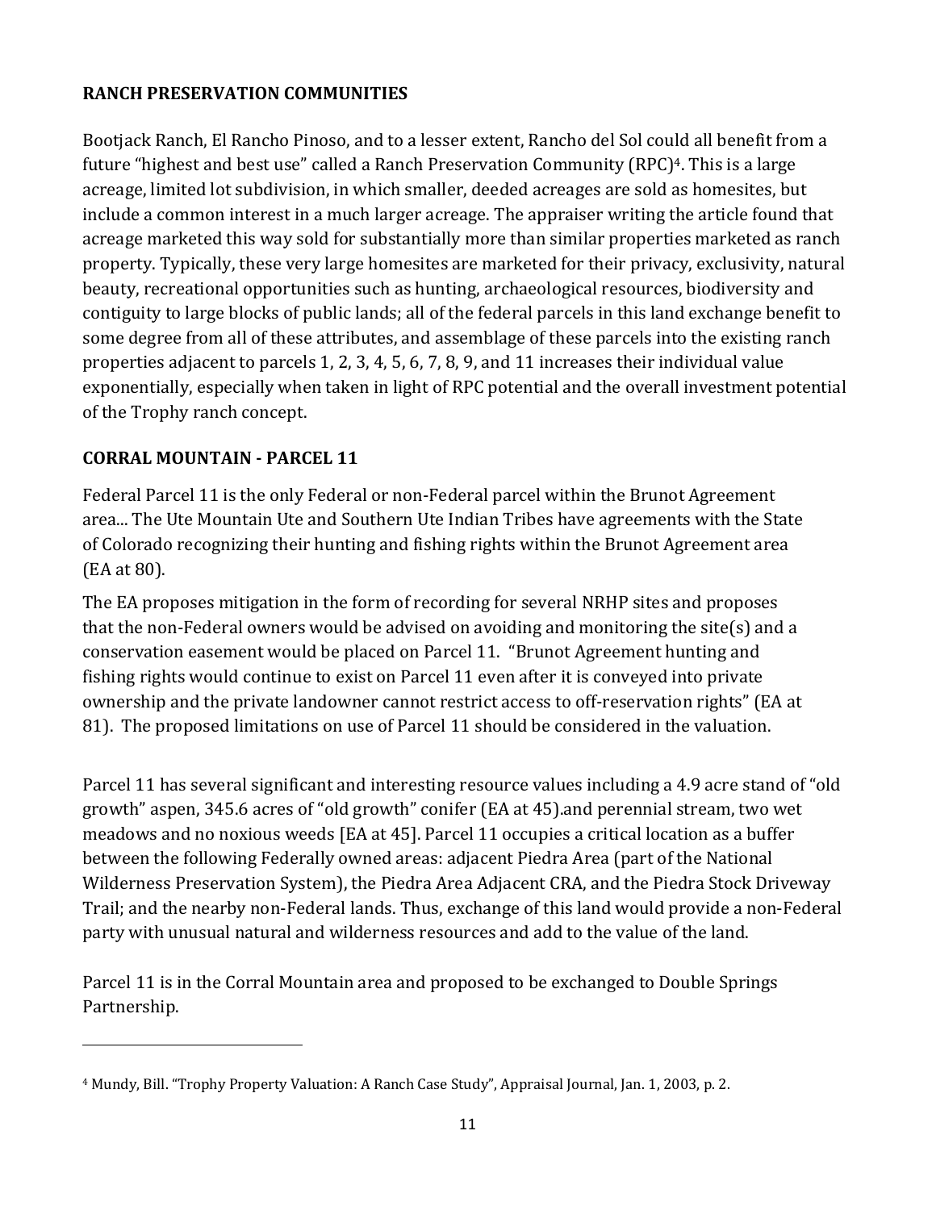**RANCH PRESERVATION COMMUNITIES**

Bootjack Ranch, El Rancho Pinoso, and to a lesser extent, Rancho del Sol could all benefit from a future "highest and best use" called a Ranch Preservation Community (RPC)[4]. This is a large acreage, limited lot subdivision, in which smaller, deeded acreages are sold as homesites, but include a common interest in a much larger acreage. The appraiser writing the article found that acreage marketed this way sold for substantially more than similar properties marketed as ranch property. Typically, these very large homesites are marketed for their privacy, exclusivity, natural beauty, recreational opportunities such as hunting, archaeological resources, biodiversity and contiguity to large blocks of public lands; all of the federal parcels in this land exchange benefit to some degree from all of these attributes, and assemblage of these parcels into the existing ranch properties adjacent to parcels 1, 2, 3, 4, 5, 6, 7, 8, 9, and 11 increases their individual value exponentially, especially when taken in light of RPC potential and the overall investment potential of the Trophy ranch concept.

**CORRAL MOUNTAIN - PARCEL 11**

Federal Parcel 11 is the only Federal or non-Federal parcel within the Brunot Agreement area... The Ute Mountain Ute and Southern Ute Indian Tribes have agreements with the State of Colorado recognizing their hunting and fishing rights within the Brunot Agreement area (EA at 80).

The EA proposes mitigation in the form of recording for several NRHP sites and proposes that the non-Federal owners would be advised on avoiding and monitoring the site(s) and a conservation easement would be placed on Parcel 11. "Brunot Agreement hunting and fishing rights would continue to exist on Parcel 11 even after it is conveyed into private ownership and the private landowner cannot restrict access to off-reservation rights" (EA at 81). The proposed limitations on use of Parcel 11 should be considered in the valuation.

Parcel 11 has several significant and interesting resource values including a 4.9 acre stand of "old growth" aspen, 345.6 acres of "old growth" conifer (EA at 45).and perennial stream, two wet meadows and no noxious weeds [EA at 45]. Parcel 11 occupies a critical location as a buffer between the following Federally owned areas: adjacent Piedra Area (part of the National Wilderness Preservation System), the Piedra Area Adjacent CRA, and the Piedra Stock Driveway Trail; and the nearby non-Federal lands. Thus, exchange of this land would provide a non-Federal party with unusual natural and wilderness resources and add to the value of the land.

Parcel 11 is in the Corral Mountain area and proposed to be exchanged to Double Springs Partnership.

---

[4] Mundy, Bill. "Trophy Property Valuation: A Ranch Case Study", Appraisal Journal, Jan. 1, 2003, p. 2.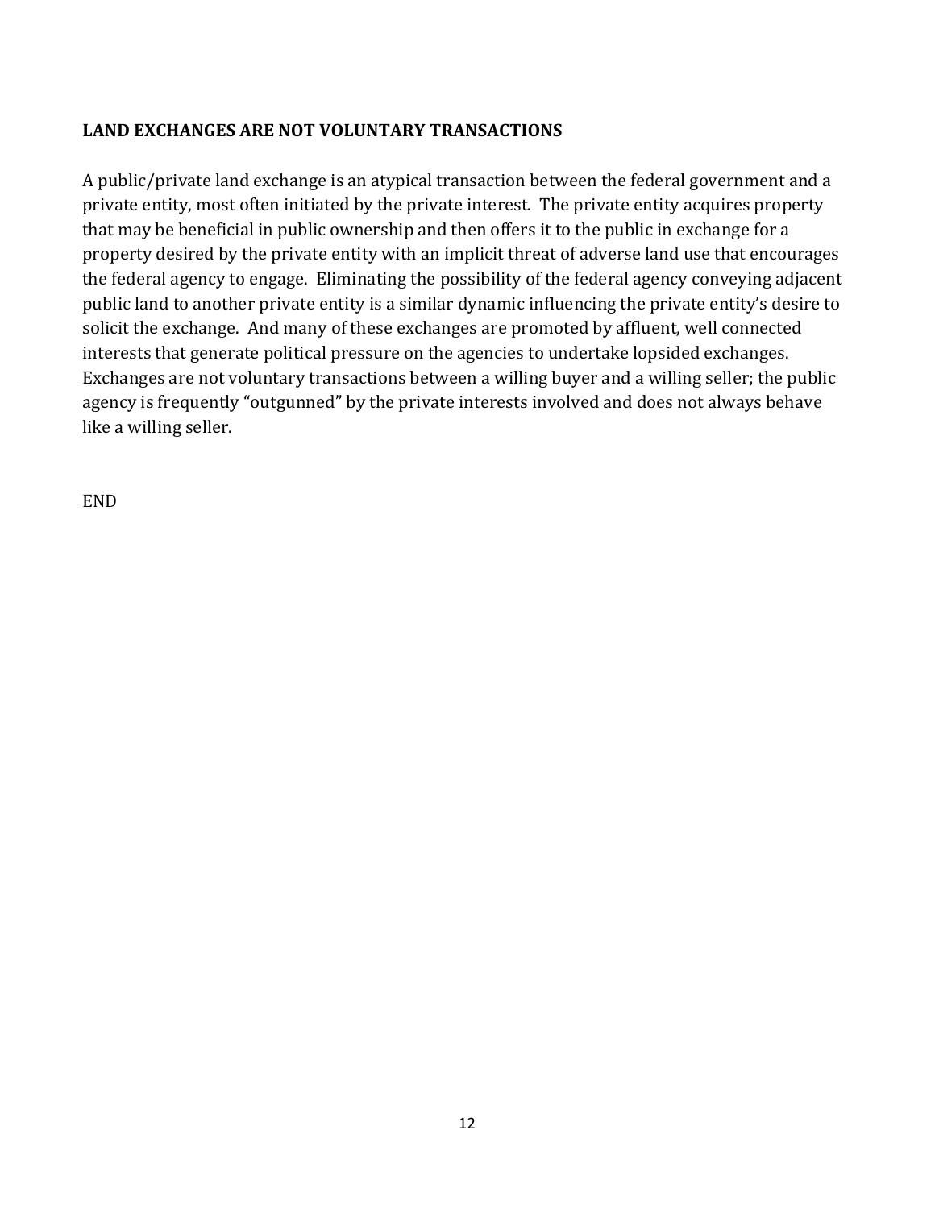**LAND EXCHANGES ARE NOT VOLUNTARY TRANSACTIONS**

A public/private land exchange is an atypical transaction between the federal government and a private entity, most often initiated by the private interest. The private entity acquires property that may be beneficial in public ownership and then offers it to the public in exchange for a property desired by the private entity with an implicit threat of adverse land use that encourages the federal agency to engage. Eliminating the possibility of the federal agency conveying adjacent public land to another private entity is a similar dynamic influencing the private entity's desire to solicit the exchange. And many of these exchanges are promoted by affluent, well connected interests that generate political pressure on the agencies to undertake lopsided exchanges. Exchanges are not voluntary transactions between a willing buyer and a willing seller; the public agency is frequently "outgunned" by the private interests involved and does not always behave like a willing seller.

END